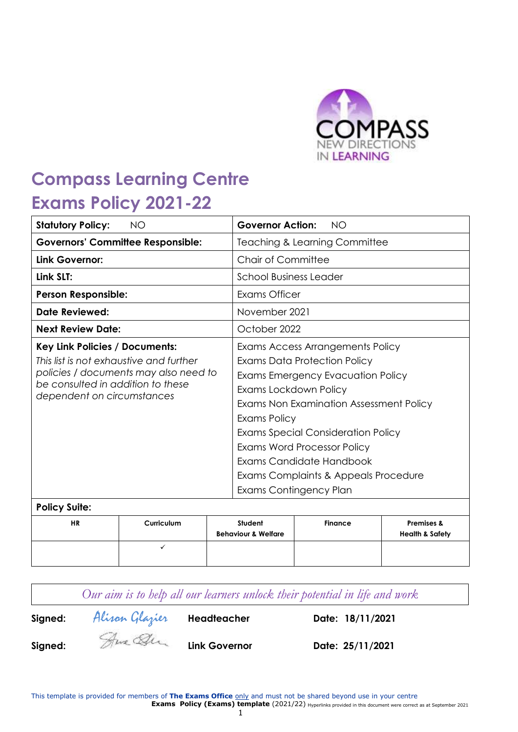# Compass Learning Centre

# Exams Policy 2021-22

| **Statutory Policy:** NO | **Governor Action:** NO |
|---|---|
| **Governors' Committee Responsible:** | Teaching & Learning Committee |
| **Link Governor:** | Chair of Committee |
| **Link SLT:** | School Business Leader |
| **Person Responsible:** | Exams Officer |
| **Date Reviewed:** | November 2021 |
| **Next Review Date:** | October 2022 |
| **Key Link Policies / Documents:** *This list is not exhaustive and further policies / documents may also need to be consulted in addition to these dependent on circumstances* | Exams Access Arrangements Policy<br>Exams Data Protection Policy<br>Exams Emergency Evacuation Policy<br>Exams Lockdown Policy<br>Exams Non Examination Assessment Policy<br>Exams Policy<br>Exams Special Consideration Policy<br>Exams Word Processor Policy<br>Exams Candidate Handbook<br>Exams Complaints & Appeals Procedure<br>Exams Contingency Plan |

**Policy Suite:**

| HR | Curriculum | Student Behaviour & Welfare | Finance | Premises & Health & Safety |
|---|---|---|---|---|
| | ✓ | | | |

*Our aim is to help all our learners unlock their potential in life and work*

**Signed:** Alison Glazier **Headteacher** **Date: 18/11/2021**

**Signed:** [signature] **Link Governor** **Date: 25/11/2021**

This template is provided for members of **The Exams Office** only and must not be shared beyond use in your centre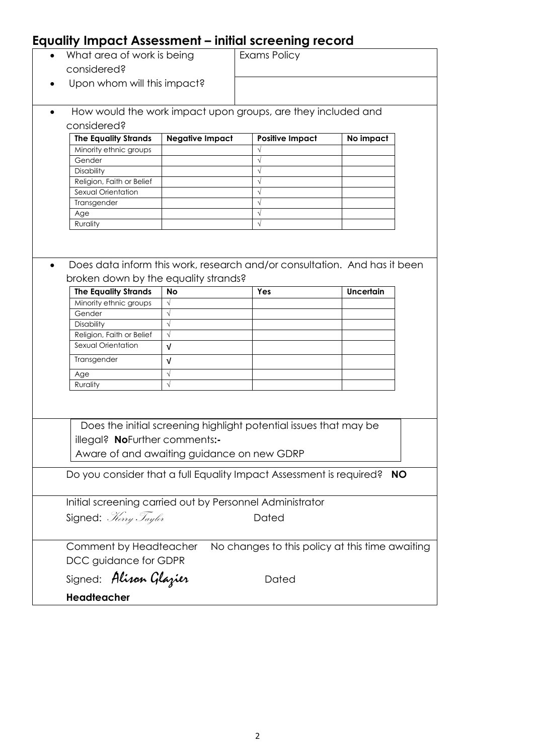## Equality Impact Assessment – initial screening record

- What area of work is being considered? — Exams Policy
- Upon whom will this impact?

- How would the work impact upon groups, are they included and considered?

| The Equality Strands | Negative Impact | Positive Impact | No impact |
|---|---|---|---|
| Minority ethnic groups | | √ | |
| Gender | | √ | |
| Disability | | √ | |
| Religion, Faith or Belief | | √ | |
| Sexual Orientation | | √ | |
| Transgender | | √ | |
| Age | | √ | |
| Rurality | | √ | |

- Does data inform this work, research and/or consultation. And has it been broken down by the equality strands?

| The Equality Strands | No | Yes | Uncertain |
|---|---|---|---|
| Minority ethnic groups | √ | | |
| Gender | √ | | |
| Disability | √ | | |
| Religion, Faith or Belief | √ | | |
| Sexual Orientation | √ | | |
| Transgender | √ | | |
| Age | √ | | |
| Rurality | √ | | |

Does the initial screening highlight potential issues that may be illegal? **No**Further comments**:-**
Aware of and awaiting guidance on new GDRP

Do you consider that a full Equality Impact Assessment is required? **NO**

Initial screening carried out by Personnel Administrator

Signed: *Kerry Taylor* Dated

Comment by Headteacher No changes to this policy at this time awaiting DCC guidance for GDPR

Signed: *Alison Glazier* Dated

**Headteacher**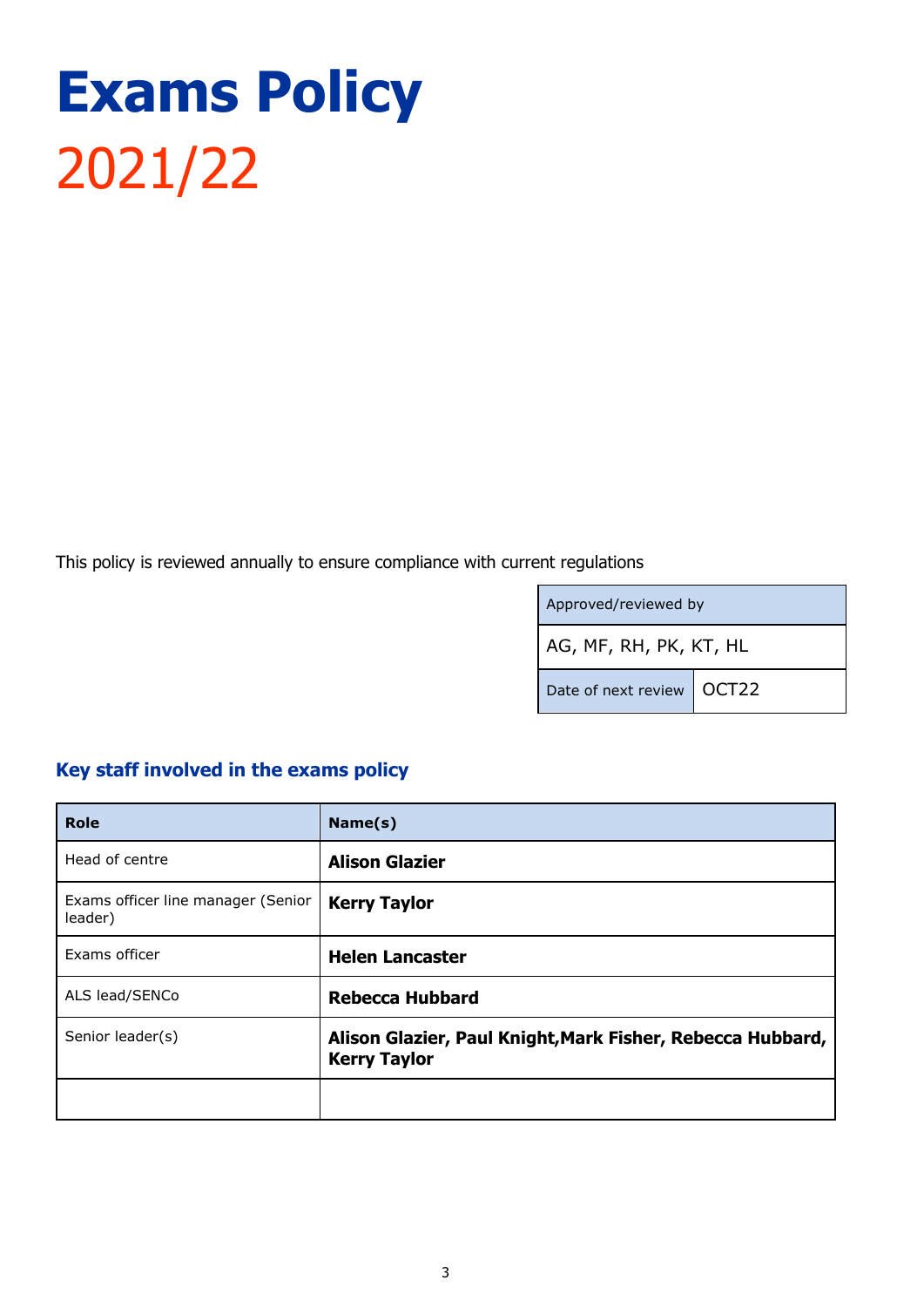# Exams Policy

## 2021/22

This policy is reviewed annually to ensure compliance with current regulations

| Approved/reviewed by | |
|---|---|
| AG, MF, RH, PK, KT, HL | |
| Date of next review | OCT22 |

### Key staff involved in the exams policy

| Role | Name(s) |
|---|---|
| Head of centre | **Alison Glazier** |
| Exams officer line manager (Senior leader) | **Kerry Taylor** |
| Exams officer | **Helen Lancaster** |
| ALS lead/SENCo | **Rebecca Hubbard** |
| Senior leader(s) | **Alison Glazier, Paul Knight,Mark Fisher, Rebecca Hubbard, Kerry Taylor** |
| | |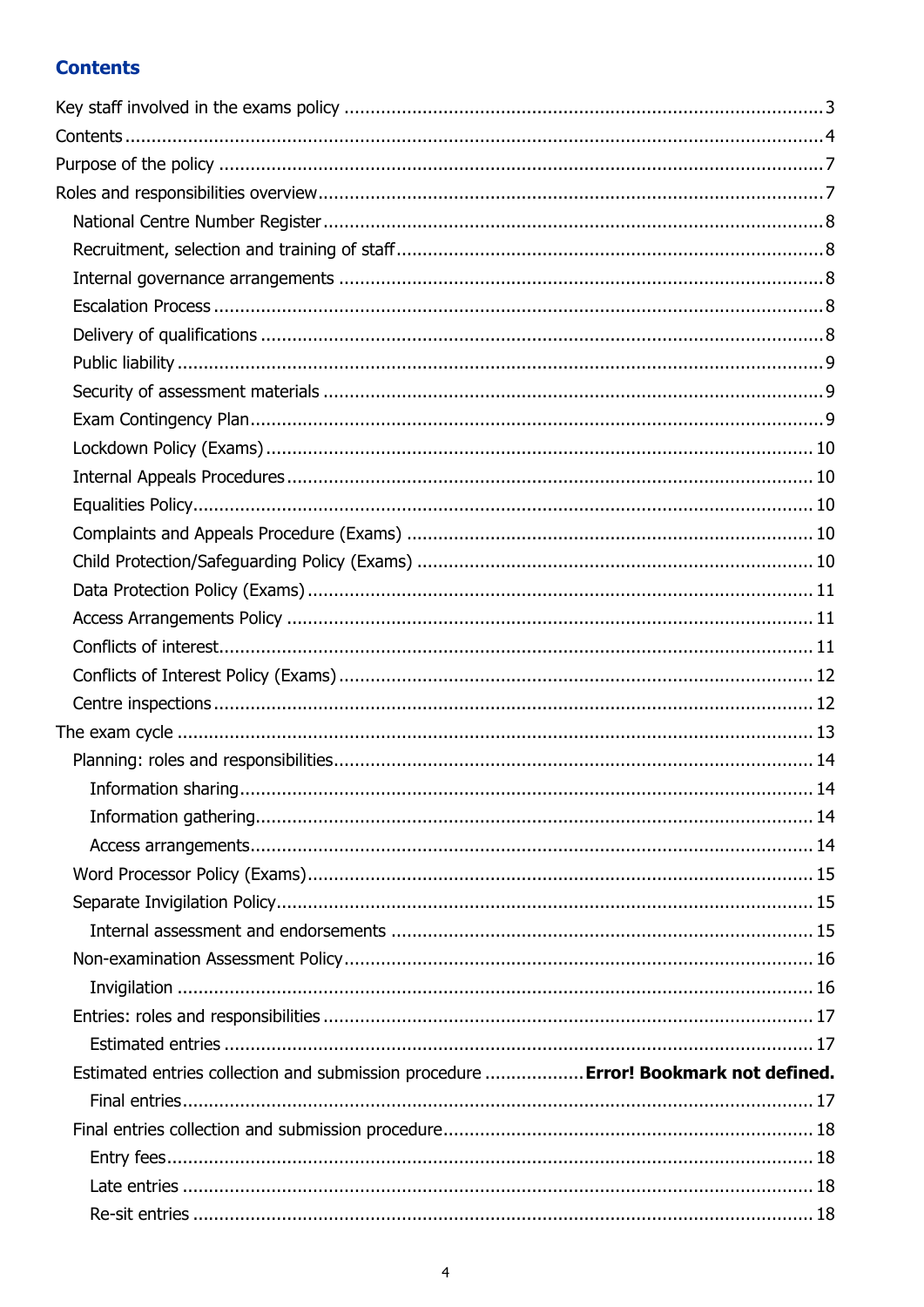## Contents

Key staff involved in the exams policy .......... 3
Contents .......... 4
Purpose of the policy .......... 7
Roles and responsibilities overview .......... 7
- National Centre Number Register .......... 8
- Recruitment, selection and training of staff .......... 8
- Internal governance arrangements .......... 8
- Escalation Process .......... 8
- Delivery of qualifications .......... 8
- Public liability .......... 9
- Security of assessment materials .......... 9
- Exam Contingency Plan .......... 9
- Lockdown Policy (Exams) .......... 10
- Internal Appeals Procedures .......... 10
- Equalities Policy .......... 10
- Complaints and Appeals Procedure (Exams) .......... 10
- Child Protection/Safeguarding Policy (Exams) .......... 10
- Data Protection Policy (Exams) .......... 11
- Access Arrangements Policy .......... 11
- Conflicts of interest .......... 11
- Conflicts of Interest Policy (Exams) .......... 12
- Centre inspections .......... 12

The exam cycle .......... 13
- Planning: roles and responsibilities .......... 14
  - Information sharing .......... 14
  - Information gathering .......... 14
  - Access arrangements .......... 14
- Word Processor Policy (Exams) .......... 15
- Separate Invigilation Policy .......... 15
  - Internal assessment and endorsements .......... 15
- Non-examination Assessment Policy .......... 16
  - Invigilation .......... 16
- Entries: roles and responsibilities .......... 17
  - Estimated entries .......... 17
- Estimated entries collection and submission procedure .......... **Error! Bookmark not defined.**
  - Final entries .......... 17
- Final entries collection and submission procedure .......... 18
  - Entry fees .......... 18
  - Late entries .......... 18
  - Re-sit entries .......... 18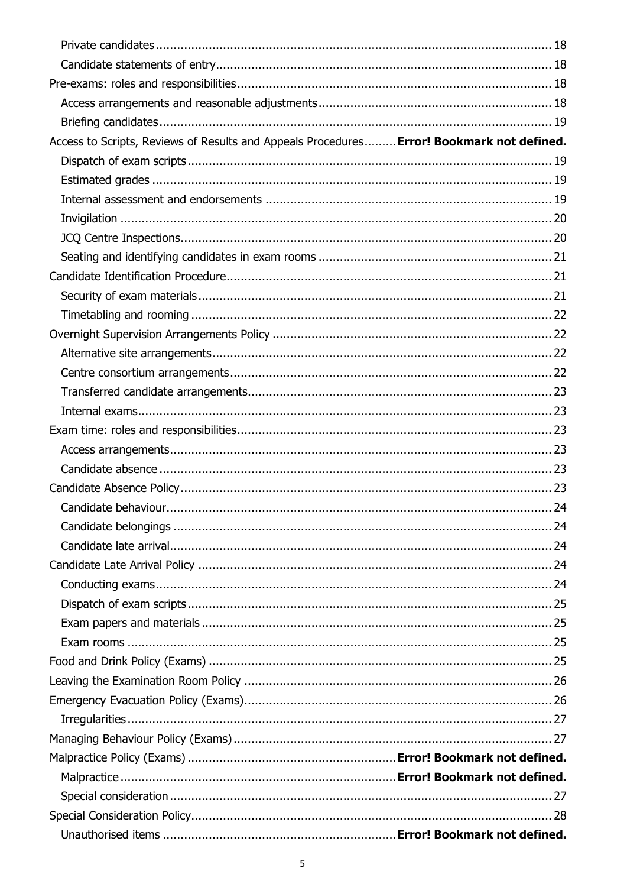Private candidates ............................................................................................................. 18
Candidate statements of entry ............................................................................................. 18
Pre-exams: roles and responsibilities ........................................................................................ 18
Access arrangements and reasonable adjustments ................................................................. 18
Briefing candidates ............................................................................................................. 19
Access to Scripts, Reviews of Results and Appeals Procedures ......... **Error! Bookmark not defined.**
Dispatch of exam scripts ...................................................................................................... 19
Estimated grades ................................................................................................................ 19
Internal assessment and endorsements ................................................................................ 19
Invigilation ......................................................................................................................... 20
JCQ Centre Inspections ........................................................................................................ 20
Seating and identifying candidates in exam rooms ................................................................. 21
Candidate Identification Procedure ........................................................................................... 21
Security of exam materials ................................................................................................... 21
Timetabling and rooming ..................................................................................................... 22
Overnight Supervision Arrangements Policy .............................................................................. 22
Alternative site arrangements ............................................................................................... 22
Centre consortium arrangements ........................................................................................... 22
Transferred candidate arrangements ..................................................................................... 23
Internal exams .................................................................................................................... 23
Exam time: roles and responsibilities ........................................................................................ 23
Access arrangements ........................................................................................................... 23
Candidate absence .............................................................................................................. 23
Candidate Absence Policy ........................................................................................................ 23
Candidate behaviour ............................................................................................................ 24
Candidate belongings .......................................................................................................... 24
Candidate late arrival ........................................................................................................... 24
Candidate Late Arrival Policy ................................................................................................... 24
Conducting exams ............................................................................................................... 24
Dispatch of exam scripts ...................................................................................................... 25
Exam papers and materials .................................................................................................. 25
Exam rooms ....................................................................................................................... 25
Food and Drink Policy (Exams) ................................................................................................ 25
Leaving the Examination Room Policy ...................................................................................... 26
Emergency Evacuation Policy (Exams) ...................................................................................... 26
Irregularities ....................................................................................................................... 27
Managing Behaviour Policy (Exams) ......................................................................................... 27
Malpractice Policy (Exams) ......................................................... **Error! Bookmark not defined.**
Malpractice ........................................................................... **Error! Bookmark not defined.**
Special consideration ........................................................................................................... 27
Special Consideration Policy ..................................................................................................... 28
Unauthorised items ................................................................ **Error! Bookmark not defined.**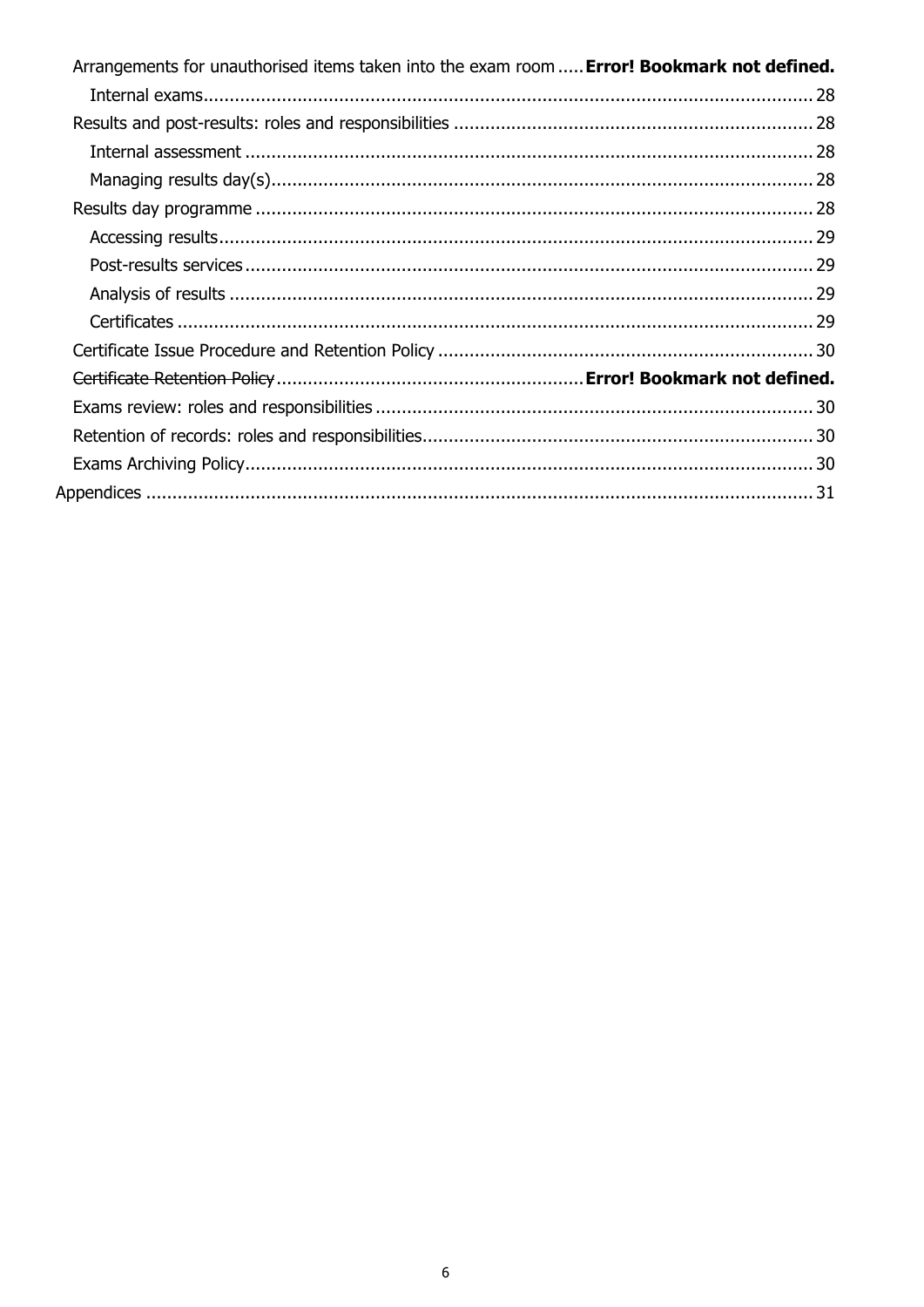- Arrangements for unauthorised items taken into the exam room ..... **Error! Bookmark not defined.**
  - Internal exams ..... 28
- Results and post-results: roles and responsibilities ..... 28
  - Internal assessment ..... 28
  - Managing results day(s) ..... 28
- Results day programme ..... 28
  - Accessing results ..... 29
  - Post-results services ..... 29
  - Analysis of results ..... 29
  - Certificates ..... 29
- Certificate Issue Procedure and Retention Policy ..... 30
- ~~Certificate Retention Policy~~ ..... **Error! Bookmark not defined.**
- Exams review: roles and responsibilities ..... 30
- Retention of records: roles and responsibilities ..... 30
- Exams Archiving Policy ..... 30

Appendices ..... 31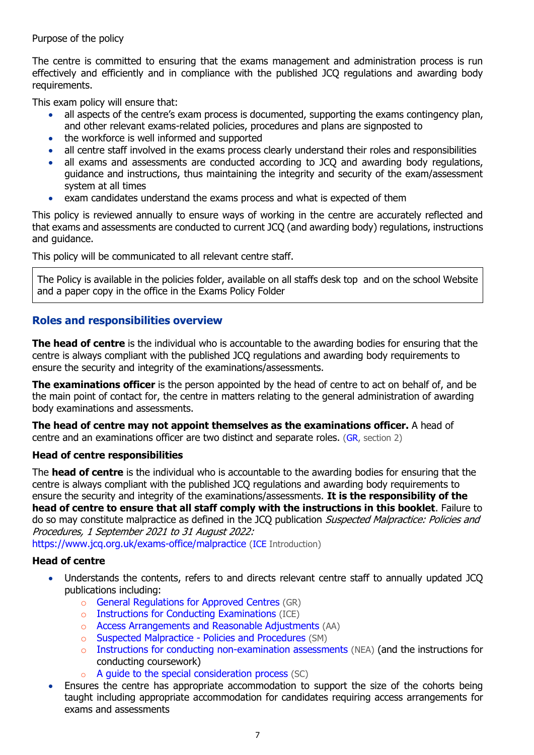Purpose of the policy

The centre is committed to ensuring that the exams management and administration process is run effectively and efficiently and in compliance with the published JCQ regulations and awarding body requirements.

This exam policy will ensure that:

- all aspects of the centre's exam process is documented, supporting the exams contingency plan, and other relevant exams-related policies, procedures and plans are signposted to
- the workforce is well informed and supported
- all centre staff involved in the exams process clearly understand their roles and responsibilities
- all exams and assessments are conducted according to JCQ and awarding body regulations, guidance and instructions, thus maintaining the integrity and security of the exam/assessment system at all times
- exam candidates understand the exams process and what is expected of them

This policy is reviewed annually to ensure ways of working in the centre are accurately reflected and that exams and assessments are conducted to current JCQ (and awarding body) regulations, instructions and guidance.

This policy will be communicated to all relevant centre staff.

| The Policy is available in the policies folder, available on all staffs desk top and on the school Website and a paper copy in the office in the Exams Policy Folder |
|---|

## Roles and responsibilities overview

**The head of centre** is the individual who is accountable to the awarding bodies for ensuring that the centre is always compliant with the published JCQ regulations and awarding body requirements to ensure the security and integrity of the examinations/assessments.

**The examinations officer** is the person appointed by the head of centre to act on behalf of, and be the main point of contact for, the centre in matters relating to the general administration of awarding body examinations and assessments.

**The head of centre may not appoint themselves as the examinations officer.** A head of centre and an examinations officer are two distinct and separate roles. (GR, section 2)

### Head of centre responsibilities

The **head of centre** is the individual who is accountable to the awarding bodies for ensuring that the centre is always compliant with the published JCQ regulations and awarding body requirements to ensure the security and integrity of the examinations/assessments. **It is the responsibility of the head of centre to ensure that all staff comply with the instructions in this booklet**. Failure to do so may constitute malpractice as defined in the JCQ publication *Suspected Malpractice: Policies and Procedures, 1 September 2021 to 31 August 2022:*
https://www.jcq.org.uk/exams-office/malpractice (ICE Introduction)

### Head of centre

- Understands the contents, refers to and directs relevant centre staff to annually updated JCQ publications including:
  - General Regulations for Approved Centres (GR)
  - Instructions for Conducting Examinations (ICE)
  - Access Arrangements and Reasonable Adjustments (AA)
  - Suspected Malpractice - Policies and Procedures (SM)
  - Instructions for conducting non-examination assessments (NEA) (and the instructions for conducting coursework)
  - A guide to the special consideration process (SC)
- Ensures the centre has appropriate accommodation to support the size of the cohorts being taught including appropriate accommodation for candidates requiring access arrangements for exams and assessments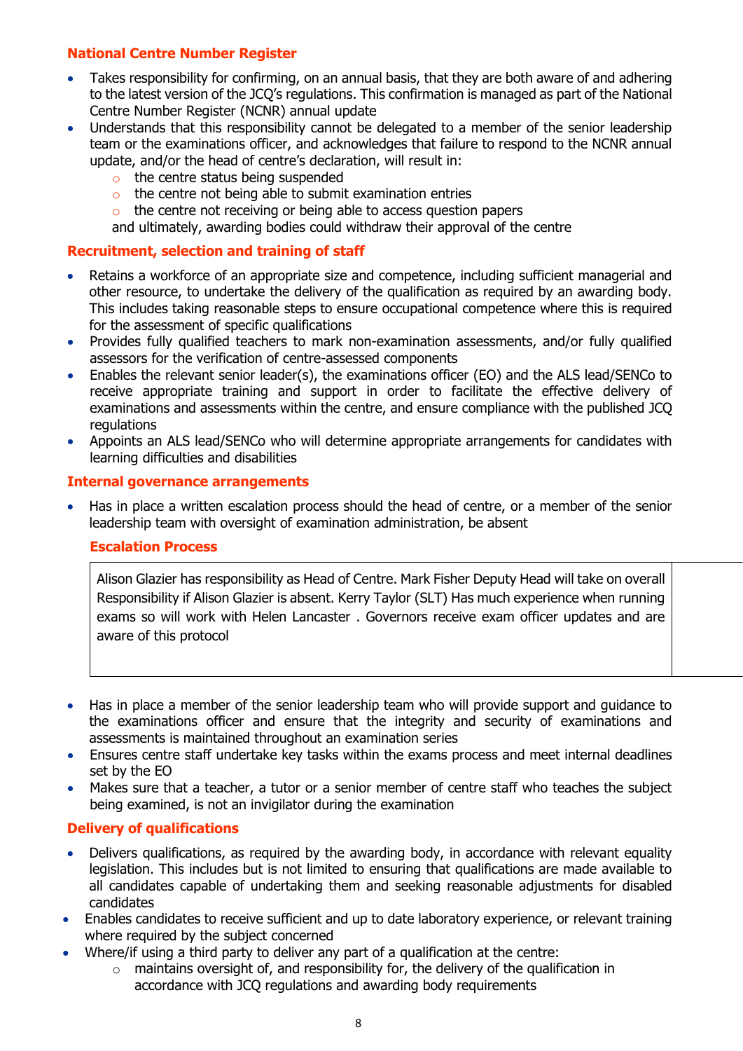## National Centre Number Register

- Takes responsibility for confirming, on an annual basis, that they are both aware of and adhering to the latest version of the JCQ's regulations. This confirmation is managed as part of the National Centre Number Register (NCNR) annual update
- Understands that this responsibility cannot be delegated to a member of the senior leadership team or the examinations officer, and acknowledges that failure to respond to the NCNR annual update, and/or the head of centre's declaration, will result in:
  - the centre status being suspended
  - the centre not being able to submit examination entries
  - the centre not receiving or being able to access question papers

  and ultimately, awarding bodies could withdraw their approval of the centre

## Recruitment, selection and training of staff

- Retains a workforce of an appropriate size and competence, including sufficient managerial and other resource, to undertake the delivery of the qualification as required by an awarding body. This includes taking reasonable steps to ensure occupational competence where this is required for the assessment of specific qualifications
- Provides fully qualified teachers to mark non-examination assessments, and/or fully qualified assessors for the verification of centre-assessed components
- Enables the relevant senior leader(s), the examinations officer (EO) and the ALS lead/SENCo to receive appropriate training and support in order to facilitate the effective delivery of examinations and assessments within the centre, and ensure compliance with the published JCQ regulations
- Appoints an ALS lead/SENCo who will determine appropriate arrangements for candidates with learning difficulties and disabilities

## Internal governance arrangements

- Has in place a written escalation process should the head of centre, or a member of the senior leadership team with oversight of examination administration, be absent

### Escalation Process

| |
|---|
| Alison Glazier has responsibility as Head of Centre. Mark Fisher Deputy Head will take on overall Responsibility if Alison Glazier is absent. Kerry Taylor (SLT) Has much experience when running exams so will work with Helen Lancaster . Governors receive exam officer updates and are aware of this protocol |

- Has in place a member of the senior leadership team who will provide support and guidance to the examinations officer and ensure that the integrity and security of examinations and assessments is maintained throughout an examination series
- Ensures centre staff undertake key tasks within the exams process and meet internal deadlines set by the EO
- Makes sure that a teacher, a tutor or a senior member of centre staff who teaches the subject being examined, is not an invigilator during the examination

## Delivery of qualifications

- Delivers qualifications, as required by the awarding body, in accordance with relevant equality legislation. This includes but is not limited to ensuring that qualifications are made available to all candidates capable of undertaking them and seeking reasonable adjustments for disabled candidates
- Enables candidates to receive sufficient and up to date laboratory experience, or relevant training where required by the subject concerned
- Where/if using a third party to deliver any part of a qualification at the centre:
  - maintains oversight of, and responsibility for, the delivery of the qualification in accordance with JCQ regulations and awarding body requirements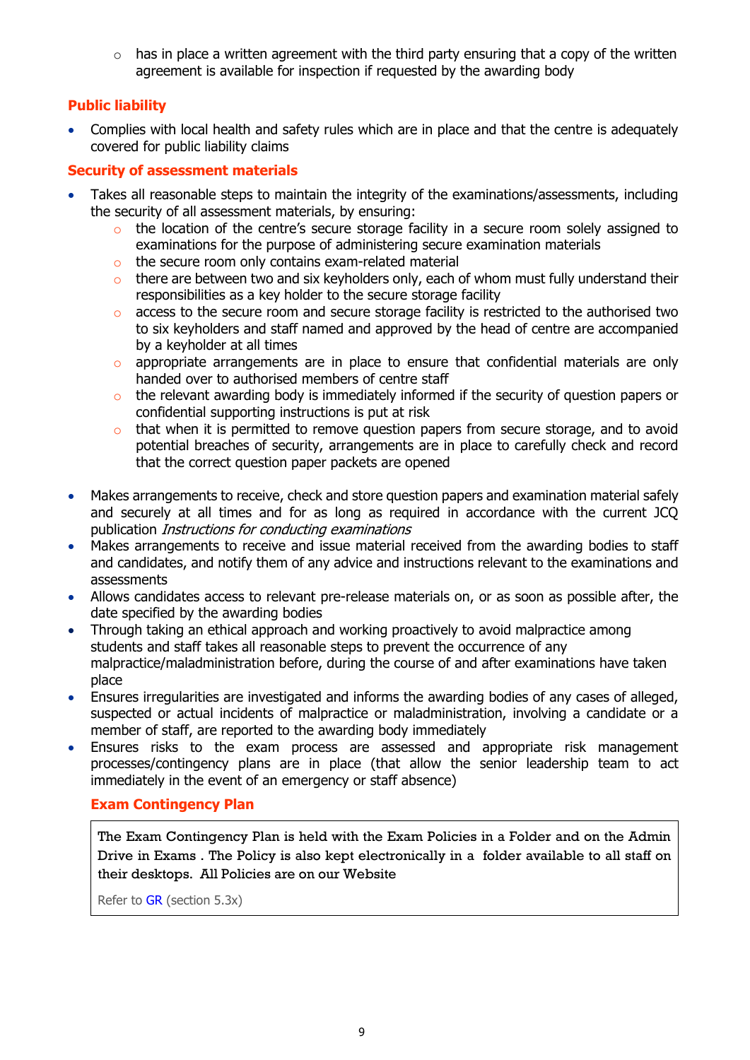- has in place a written agreement with the third party ensuring that a copy of the written agreement is available for inspection if requested by the awarding body

### Public liability

- Complies with local health and safety rules which are in place and that the centre is adequately covered for public liability claims

### Security of assessment materials

- Takes all reasonable steps to maintain the integrity of the examinations/assessments, including the security of all assessment materials, by ensuring:
  - the location of the centre's secure storage facility in a secure room solely assigned to examinations for the purpose of administering secure examination materials
  - the secure room only contains exam-related material
  - there are between two and six keyholders only, each of whom must fully understand their responsibilities as a key holder to the secure storage facility
  - access to the secure room and secure storage facility is restricted to the authorised two to six keyholders and staff named and approved by the head of centre are accompanied by a keyholder at all times
  - appropriate arrangements are in place to ensure that confidential materials are only handed over to authorised members of centre staff
  - the relevant awarding body is immediately informed if the security of question papers or confidential supporting instructions is put at risk
  - that when it is permitted to remove question papers from secure storage, and to avoid potential breaches of security, arrangements are in place to carefully check and record that the correct question paper packets are opened

- Makes arrangements to receive, check and store question papers and examination material safely and securely at all times and for as long as required in accordance with the current JCQ publication *Instructions for conducting examinations*
- Makes arrangements to receive and issue material received from the awarding bodies to staff and candidates, and notify them of any advice and instructions relevant to the examinations and assessments
- Allows candidates access to relevant pre-release materials on, or as soon as possible after, the date specified by the awarding bodies
- Through taking an ethical approach and working proactively to avoid malpractice among students and staff takes all reasonable steps to prevent the occurrence of any malpractice/maladministration before, during the course of and after examinations have taken place
- Ensures irregularities are investigated and informs the awarding bodies of any cases of alleged, suspected or actual incidents of malpractice or maladministration, involving a candidate or a member of staff, are reported to the awarding body immediately
- Ensures risks to the exam process are assessed and appropriate risk management processes/contingency plans are in place (that allow the senior leadership team to act immediately in the event of an emergency or staff absence)

### Exam Contingency Plan

The Exam Contingency Plan is held with the Exam Policies in a Folder and on the Admin Drive in Exams . The Policy is also kept electronically in a folder available to all staff on their desktops. All Policies are on our Website

Refer to GR (section 5.3x)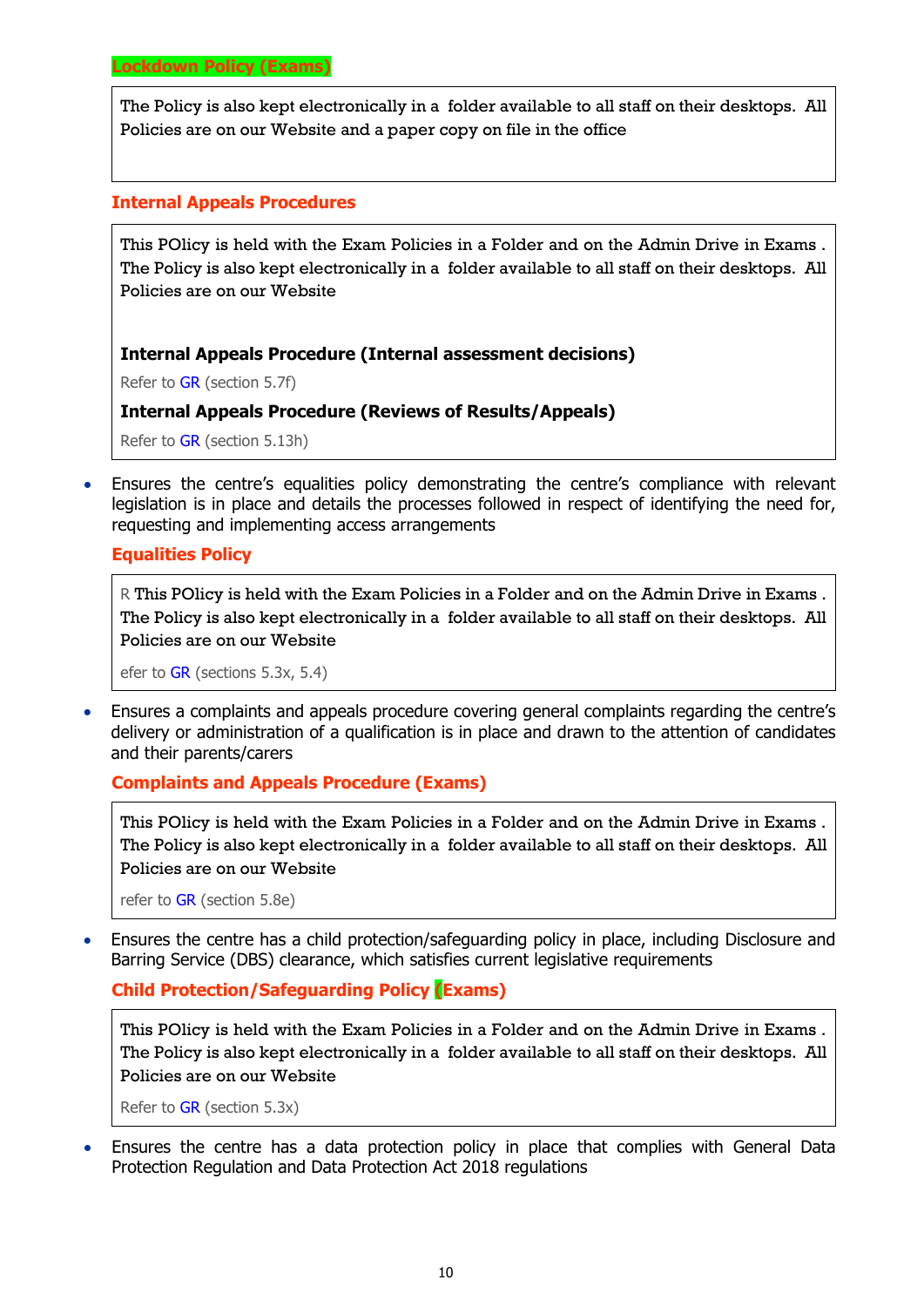**Lockdown Policy (Exams)**

> The Policy is also kept electronically in a folder available to all staff on their desktops. All Policies are on our Website and a paper copy on file in the office

**Internal Appeals Procedures**

> This POlicy is held with the Exam Policies in a Folder and on the Admin Drive in Exams . The Policy is also kept electronically in a folder available to all staff on their desktops. All Policies are on our Website
>
> **Internal Appeals Procedure (Internal assessment decisions)**
>
> Refer to GR (section 5.7f)
>
> **Internal Appeals Procedure (Reviews of Results/Appeals)**
>
> Refer to GR (section 5.13h)

- Ensures the centre's equalities policy demonstrating the centre's compliance with relevant legislation is in place and details the processes followed in respect of identifying the need for, requesting and implementing access arrangements

**Equalities Policy**

> R This POlicy is held with the Exam Policies in a Folder and on the Admin Drive in Exams . The Policy is also kept electronically in a folder available to all staff on their desktops. All Policies are on our Website
>
> efer to GR (sections 5.3x, 5.4)

- Ensures a complaints and appeals procedure covering general complaints regarding the centre's delivery or administration of a qualification is in place and drawn to the attention of candidates and their parents/carers

**Complaints and Appeals Procedure (Exams)**

> This POlicy is held with the Exam Policies in a Folder and on the Admin Drive in Exams . The Policy is also kept electronically in a folder available to all staff on their desktops. All Policies are on our Website
>
> refer to GR (section 5.8e)

- Ensures the centre has a child protection/safeguarding policy in place, including Disclosure and Barring Service (DBS) clearance, which satisfies current legislative requirements

**Child Protection/Safeguarding Policy (Exams)**

> This POlicy is held with the Exam Policies in a Folder and on the Admin Drive in Exams . The Policy is also kept electronically in a folder available to all staff on their desktops. All Policies are on our Website
>
> Refer to GR (section 5.3x)

- Ensures the centre has a data protection policy in place that complies with General Data Protection Regulation and Data Protection Act 2018 regulations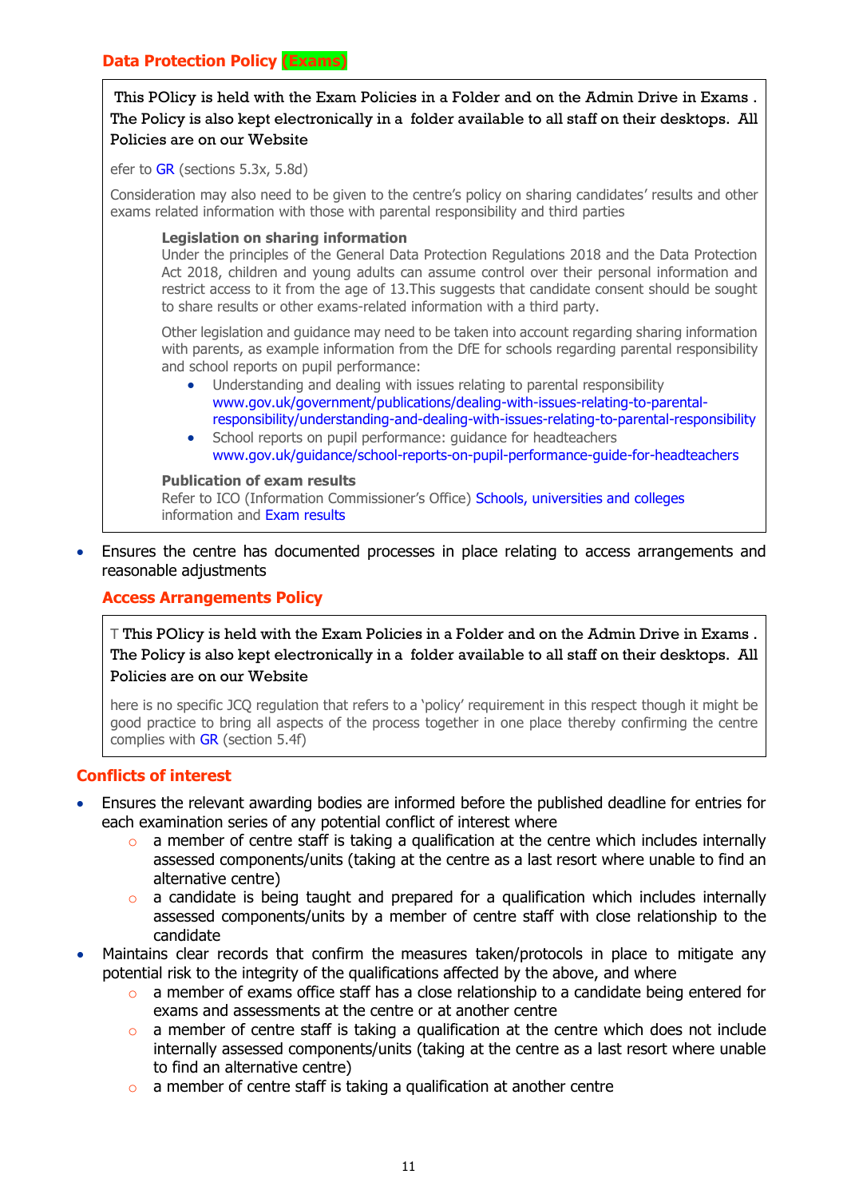## Data Protection Policy (Exams)

This POlicy is held with the Exam Policies in a Folder and on the Admin Drive in Exams . The Policy is also kept electronically in a folder available to all staff on their desktops. All Policies are on our Website

efer to GR (sections 5.3x, 5.8d)

Consideration may also need to be given to the centre's policy on sharing candidates' results and other exams related information with those with parental responsibility and third parties

**Legislation on sharing information**
Under the principles of the General Data Protection Regulations 2018 and the Data Protection Act 2018, children and young adults can assume control over their personal information and restrict access to it from the age of 13.This suggests that candidate consent should be sought to share results or other exams-related information with a third party.

Other legislation and guidance may need to be taken into account regarding sharing information with parents, as example information from the DfE for schools regarding parental responsibility and school reports on pupil performance:

- Understanding and dealing with issues relating to parental responsibility www.gov.uk/government/publications/dealing-with-issues-relating-to-parental-responsibility/understanding-and-dealing-with-issues-relating-to-parental-responsibility
- School reports on pupil performance: guidance for headteachers www.gov.uk/guidance/school-reports-on-pupil-performance-guide-for-headteachers

**Publication of exam results**
Refer to ICO (Information Commissioner's Office) Schools, universities and colleges information and Exam results

- Ensures the centre has documented processes in place relating to access arrangements and reasonable adjustments

## Access Arrangements Policy

T This POlicy is held with the Exam Policies in a Folder and on the Admin Drive in Exams . The Policy is also kept electronically in a folder available to all staff on their desktops. All Policies are on our Website

here is no specific JCQ regulation that refers to a 'policy' requirement in this respect though it might be good practice to bring all aspects of the process together in one place thereby confirming the centre complies with GR (section 5.4f)

## Conflicts of interest

- Ensures the relevant awarding bodies are informed before the published deadline for entries for each examination series of any potential conflict of interest where
  - a member of centre staff is taking a qualification at the centre which includes internally assessed components/units (taking at the centre as a last resort where unable to find an alternative centre)
  - a candidate is being taught and prepared for a qualification which includes internally assessed components/units by a member of centre staff with close relationship to the candidate
- Maintains clear records that confirm the measures taken/protocols in place to mitigate any potential risk to the integrity of the qualifications affected by the above, and where
  - a member of exams office staff has a close relationship to a candidate being entered for exams and assessments at the centre or at another centre
  - a member of centre staff is taking a qualification at the centre which does not include internally assessed components/units (taking at the centre as a last resort where unable to find an alternative centre)
  - a member of centre staff is taking a qualification at another centre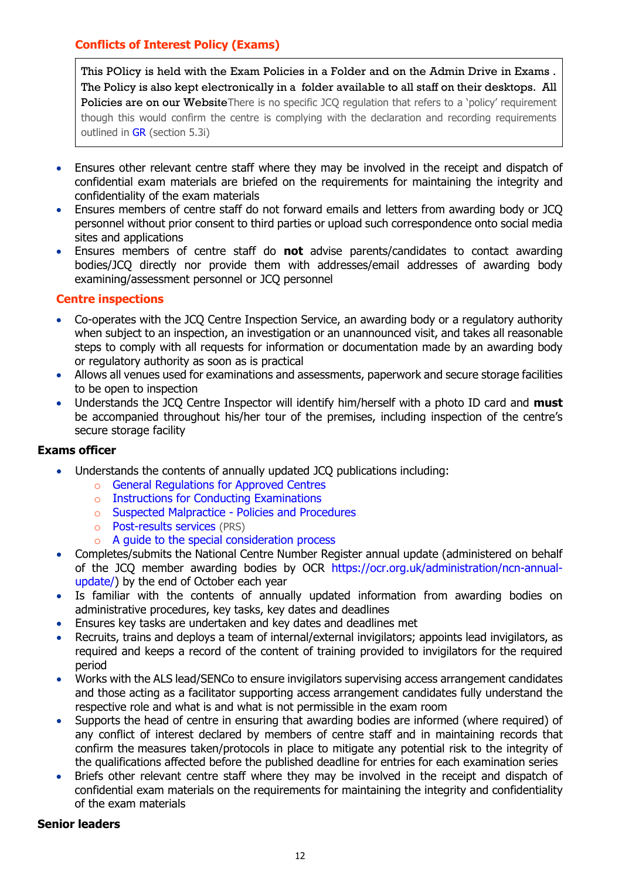### Conflicts of Interest Policy (Exams)

> This POlicy is held with the Exam Policies in a Folder and on the Admin Drive in Exams . The Policy is also kept electronically in a folder available to all staff on their desktops. All Policies are on our WebsiteThere is no specific JCQ regulation that refers to a 'policy' requirement though this would confirm the centre is complying with the declaration and recording requirements outlined in GR (section 5.3i)

- Ensures other relevant centre staff where they may be involved in the receipt and dispatch of confidential exam materials are briefed on the requirements for maintaining the integrity and confidentiality of the exam materials
- Ensures members of centre staff do not forward emails and letters from awarding body or JCQ personnel without prior consent to third parties or upload such correspondence onto social media sites and applications
- Ensures members of centre staff do **not** advise parents/candidates to contact awarding bodies/JCQ directly nor provide them with addresses/email addresses of awarding body examining/assessment personnel or JCQ personnel

### Centre inspections

- Co-operates with the JCQ Centre Inspection Service, an awarding body or a regulatory authority when subject to an inspection, an investigation or an unannounced visit, and takes all reasonable steps to comply with all requests for information or documentation made by an awarding body or regulatory authority as soon as is practical
- Allows all venues used for examinations and assessments, paperwork and secure storage facilities to be open to inspection
- Understands the JCQ Centre Inspector will identify him/herself with a photo ID card and **must** be accompanied throughout his/her tour of the premises, including inspection of the centre's secure storage facility

## Exams officer

- Understands the contents of annually updated JCQ publications including:
  - General Regulations for Approved Centres
  - Instructions for Conducting Examinations
  - Suspected Malpractice - Policies and Procedures
  - Post-results services (PRS)
  - A guide to the special consideration process
- Completes/submits the National Centre Number Register annual update (administered on behalf of the JCQ member awarding bodies by OCR https://ocr.org.uk/administration/ncn-annual-update/) by the end of October each year
- Is familiar with the contents of annually updated information from awarding bodies on administrative procedures, key tasks, key dates and deadlines
- Ensures key tasks are undertaken and key dates and deadlines met
- Recruits, trains and deploys a team of internal/external invigilators; appoints lead invigilators, as required and keeps a record of the content of training provided to invigilators for the required period
- Works with the ALS lead/SENCo to ensure invigilators supervising access arrangement candidates and those acting as a facilitator supporting access arrangement candidates fully understand the respective role and what is and what is not permissible in the exam room
- Supports the head of centre in ensuring that awarding bodies are informed (where required) of any conflict of interest declared by members of centre staff and in maintaining records that confirm the measures taken/protocols in place to mitigate any potential risk to the integrity of the qualifications affected before the published deadline for entries for each examination series
- Briefs other relevant centre staff where they may be involved in the receipt and dispatch of confidential exam materials on the requirements for maintaining the integrity and confidentiality of the exam materials

## Senior leaders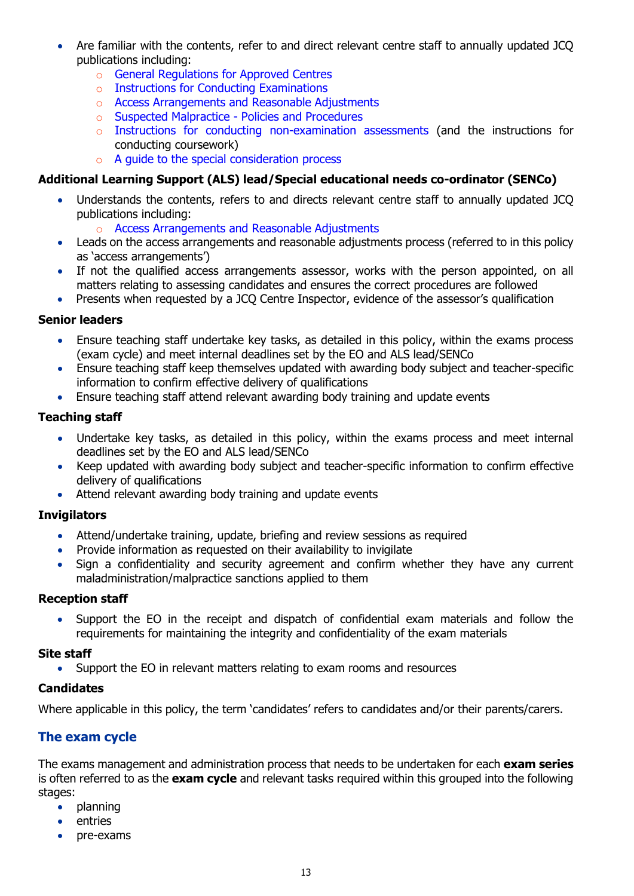- Are familiar with the contents, refer to and direct relevant centre staff to annually updated JCQ publications including:
  - General Regulations for Approved Centres
  - Instructions for Conducting Examinations
  - Access Arrangements and Reasonable Adjustments
  - Suspected Malpractice - Policies and Procedures
  - Instructions for conducting non-examination assessments (and the instructions for conducting coursework)
  - A guide to the special consideration process

**Additional Learning Support (ALS) lead/Special educational needs co-ordinator (SENCo)**

- Understands the contents, refers to and directs relevant centre staff to annually updated JCQ publications including:
  - Access Arrangements and Reasonable Adjustments
- Leads on the access arrangements and reasonable adjustments process (referred to in this policy as 'access arrangements')
- If not the qualified access arrangements assessor, works with the person appointed, on all matters relating to assessing candidates and ensures the correct procedures are followed
- Presents when requested by a JCQ Centre Inspector, evidence of the assessor's qualification

**Senior leaders**

- Ensure teaching staff undertake key tasks, as detailed in this policy, within the exams process (exam cycle) and meet internal deadlines set by the EO and ALS lead/SENCo
- Ensure teaching staff keep themselves updated with awarding body subject and teacher-specific information to confirm effective delivery of qualifications
- Ensure teaching staff attend relevant awarding body training and update events

**Teaching staff**

- Undertake key tasks, as detailed in this policy, within the exams process and meet internal deadlines set by the EO and ALS lead/SENCo
- Keep updated with awarding body subject and teacher-specific information to confirm effective delivery of qualifications
- Attend relevant awarding body training and update events

**Invigilators**

- Attend/undertake training, update, briefing and review sessions as required
- Provide information as requested on their availability to invigilate
- Sign a confidentiality and security agreement and confirm whether they have any current maladministration/malpractice sanctions applied to them

**Reception staff**

- Support the EO in the receipt and dispatch of confidential exam materials and follow the requirements for maintaining the integrity and confidentiality of the exam materials

**Site staff**

- Support the EO in relevant matters relating to exam rooms and resources

**Candidates**

Where applicable in this policy, the term 'candidates' refers to candidates and/or their parents/carers.

## The exam cycle

The exams management and administration process that needs to be undertaken for each **exam series** is often referred to as the **exam cycle** and relevant tasks required within this grouped into the following stages:

- planning
- entries
- pre-exams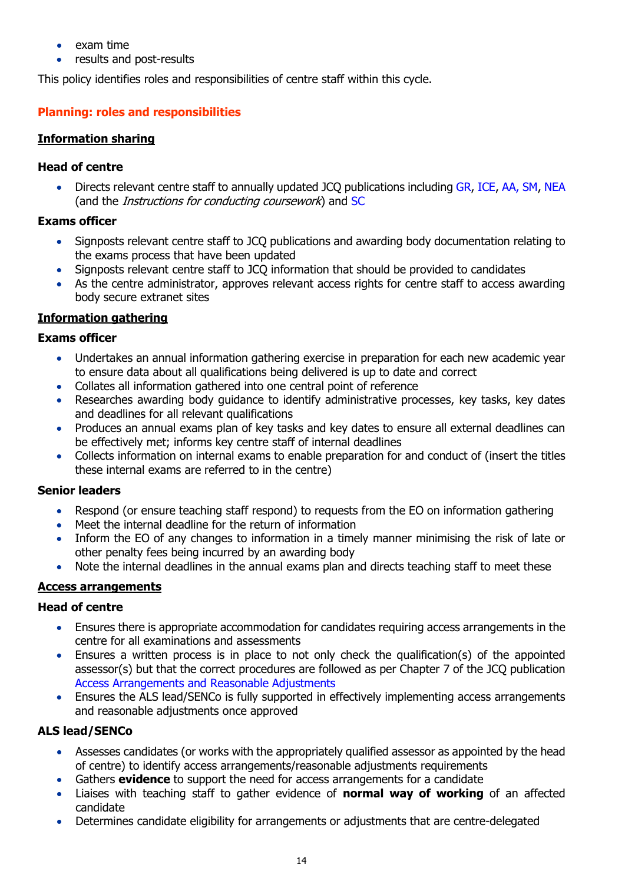- exam time
- results and post-results

This policy identifies roles and responsibilities of centre staff within this cycle.

## Planning: roles and responsibilities

### Information sharing

#### Head of centre

- Directs relevant centre staff to annually updated JCQ publications including GR, ICE, AA, SM, NEA (and the *Instructions for conducting coursework*) and SC

#### Exams officer

- Signposts relevant centre staff to JCQ publications and awarding body documentation relating to the exams process that have been updated
- Signposts relevant centre staff to JCQ information that should be provided to candidates
- As the centre administrator, approves relevant access rights for centre staff to access awarding body secure extranet sites

### Information gathering

#### Exams officer

- Undertakes an annual information gathering exercise in preparation for each new academic year to ensure data about all qualifications being delivered is up to date and correct
- Collates all information gathered into one central point of reference
- Researches awarding body guidance to identify administrative processes, key tasks, key dates and deadlines for all relevant qualifications
- Produces an annual exams plan of key tasks and key dates to ensure all external deadlines can be effectively met; informs key centre staff of internal deadlines
- Collects information on internal exams to enable preparation for and conduct of (insert the titles these internal exams are referred to in the centre)

#### Senior leaders

- Respond (or ensure teaching staff respond) to requests from the EO on information gathering
- Meet the internal deadline for the return of information
- Inform the EO of any changes to information in a timely manner minimising the risk of late or other penalty fees being incurred by an awarding body
- Note the internal deadlines in the annual exams plan and directs teaching staff to meet these

### Access arrangements

#### Head of centre

- Ensures there is appropriate accommodation for candidates requiring access arrangements in the centre for all examinations and assessments
- Ensures a written process is in place to not only check the qualification(s) of the appointed assessor(s) but that the correct procedures are followed as per Chapter 7 of the JCQ publication Access Arrangements and Reasonable Adjustments
- Ensures the ALS lead/SENCo is fully supported in effectively implementing access arrangements and reasonable adjustments once approved

#### ALS lead/SENCo

- Assesses candidates (or works with the appropriately qualified assessor as appointed by the head of centre) to identify access arrangements/reasonable adjustments requirements
- Gathers **evidence** to support the need for access arrangements for a candidate
- Liaises with teaching staff to gather evidence of **normal way of working** of an affected candidate
- Determines candidate eligibility for arrangements or adjustments that are centre-delegated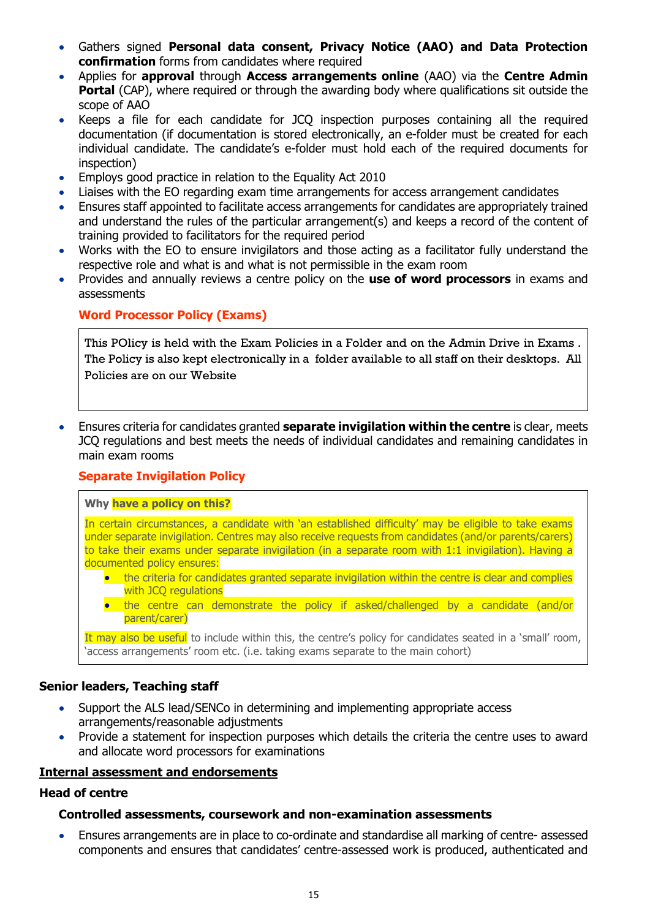- Gathers signed **Personal data consent, Privacy Notice (AAO) and Data Protection confirmation** forms from candidates where required
- Applies for **approval** through **Access arrangements online** (AAO) via the **Centre Admin Portal** (CAP), where required or through the awarding body where qualifications sit outside the scope of AAO
- Keeps a file for each candidate for JCQ inspection purposes containing all the required documentation (if documentation is stored electronically, an e-folder must be created for each individual candidate. The candidate's e-folder must hold each of the required documents for inspection)
- Employs good practice in relation to the Equality Act 2010
- Liaises with the EO regarding exam time arrangements for access arrangement candidates
- Ensures staff appointed to facilitate access arrangements for candidates are appropriately trained and understand the rules of the particular arrangement(s) and keeps a record of the content of training provided to facilitators for the required period
- Works with the EO to ensure invigilators and those acting as a facilitator fully understand the respective role and what is and what is not permissible in the exam room
- Provides and annually reviews a centre policy on the **use of word processors** in exams and assessments

**Word Processor Policy (Exams)**

> This POlicy is held with the Exam Policies in a Folder and on the Admin Drive in Exams . The Policy is also kept electronically in a folder available to all staff on their desktops. All Policies are on our Website

- Ensures criteria for candidates granted **separate invigilation within the centre** is clear, meets JCQ regulations and best meets the needs of individual candidates and remaining candidates in main exam rooms

**Separate Invigilation Policy**

> **Why have a policy on this?**
>
> In certain circumstances, a candidate with 'an established difficulty' may be eligible to take exams under separate invigilation. Centres may also receive requests from candidates (and/or parents/carers) to take their exams under separate invigilation (in a separate room with 1:1 invigilation). Having a documented policy ensures:
>
> - the criteria for candidates granted separate invigilation within the centre is clear and complies with JCQ regulations
> - the centre can demonstrate the policy if asked/challenged by a candidate (and/or parent/carer)
>
> It may also be useful to include within this, the centre's policy for candidates seated in a 'small' room, 'access arrangements' room etc. (i.e. taking exams separate to the main cohort)

### Senior leaders, Teaching staff

- Support the ALS lead/SENCo in determining and implementing appropriate access arrangements/reasonable adjustments
- Provide a statement for inspection purposes which details the criteria the centre uses to award and allocate word processors for examinations

## Internal assessment and endorsements

### Head of centre

#### Controlled assessments, coursework and non-examination assessments

- Ensures arrangements are in place to co-ordinate and standardise all marking of centre- assessed components and ensures that candidates' centre-assessed work is produced, authenticated and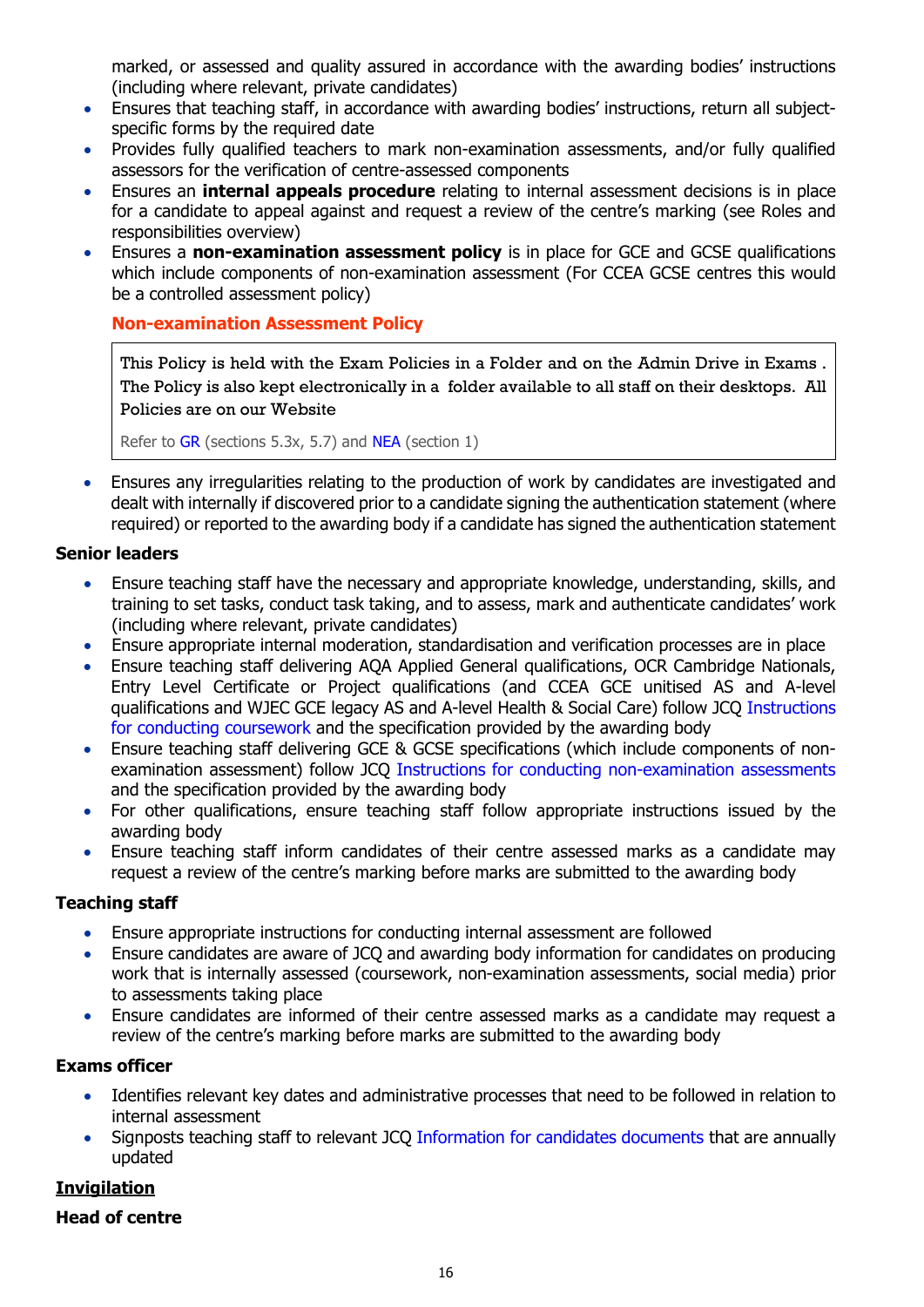marked, or assessed and quality assured in accordance with the awarding bodies' instructions (including where relevant, private candidates)

- Ensures that teaching staff, in accordance with awarding bodies' instructions, return all subject-specific forms by the required date
- Provides fully qualified teachers to mark non-examination assessments, and/or fully qualified assessors for the verification of centre-assessed components
- Ensures an **internal appeals procedure** relating to internal assessment decisions is in place for a candidate to appeal against and request a review of the centre's marking (see Roles and responsibilities overview)
- Ensures a **non-examination assessment policy** is in place for GCE and GCSE qualifications which include components of non-examination assessment (For CCEA GCSE centres this would be a controlled assessment policy)

  **Non-examination Assessment Policy**

  > This Policy is held with the Exam Policies in a Folder and on the Admin Drive in Exams . The Policy is also kept electronically in a folder available to all staff on their desktops. All Policies are on our Website
  >
  > Refer to GR (sections 5.3x, 5.7) and NEA (section 1)

- Ensures any irregularities relating to the production of work by candidates are investigated and dealt with internally if discovered prior to a candidate signing the authentication statement (where required) or reported to the awarding body if a candidate has signed the authentication statement

**Senior leaders**

- Ensure teaching staff have the necessary and appropriate knowledge, understanding, skills, and training to set tasks, conduct task taking, and to assess, mark and authenticate candidates' work (including where relevant, private candidates)
- Ensure appropriate internal moderation, standardisation and verification processes are in place
- Ensure teaching staff delivering AQA Applied General qualifications, OCR Cambridge Nationals, Entry Level Certificate or Project qualifications (and CCEA GCE unitised AS and A-level qualifications and WJEC GCE legacy AS and A-level Health & Social Care) follow JCQ Instructions for conducting coursework and the specification provided by the awarding body
- Ensure teaching staff delivering GCE & GCSE specifications (which include components of non-examination assessment) follow JCQ Instructions for conducting non-examination assessments and the specification provided by the awarding body
- For other qualifications, ensure teaching staff follow appropriate instructions issued by the awarding body
- Ensure teaching staff inform candidates of their centre assessed marks as a candidate may request a review of the centre's marking before marks are submitted to the awarding body

**Teaching staff**

- Ensure appropriate instructions for conducting internal assessment are followed
- Ensure candidates are aware of JCQ and awarding body information for candidates on producing work that is internally assessed (coursework, non-examination assessments, social media) prior to assessments taking place
- Ensure candidates are informed of their centre assessed marks as a candidate may request a review of the centre's marking before marks are submitted to the awarding body

**Exams officer**

- Identifies relevant key dates and administrative processes that need to be followed in relation to internal assessment
- Signposts teaching staff to relevant JCQ Information for candidates documents that are annually updated

## Invigilation

**Head of centre**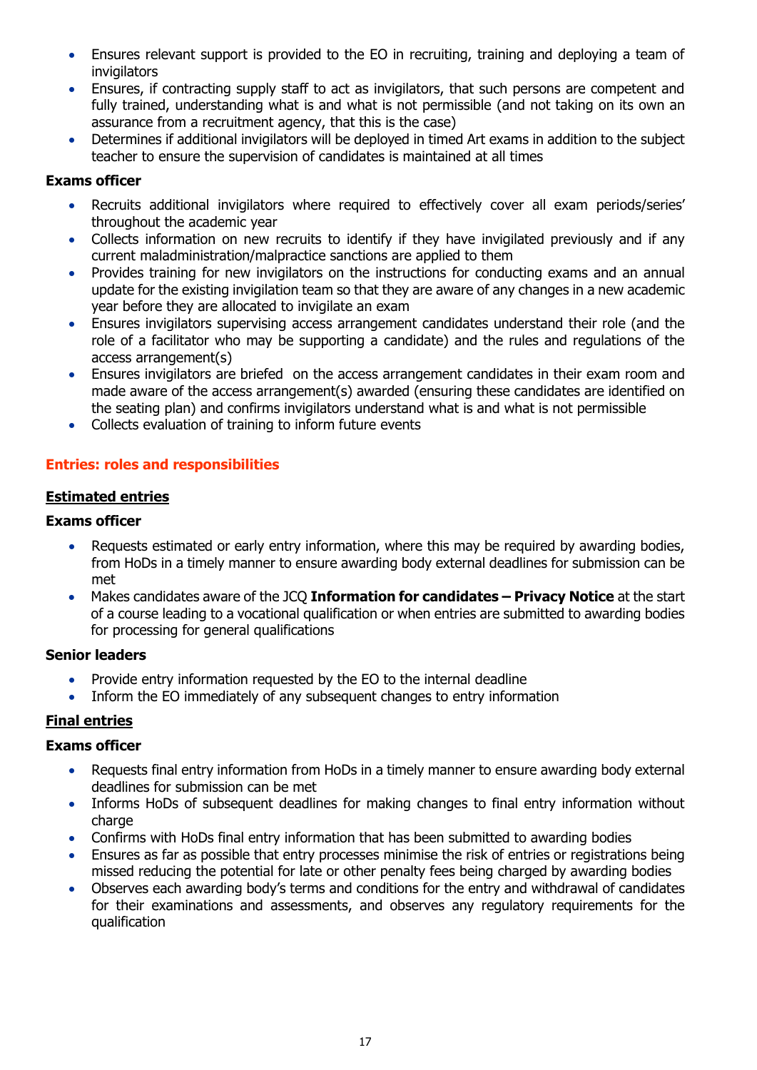- Ensures relevant support is provided to the EO in recruiting, training and deploying a team of invigilators
- Ensures, if contracting supply staff to act as invigilators, that such persons are competent and fully trained, understanding what is and what is not permissible (and not taking on its own an assurance from a recruitment agency, that this is the case)
- Determines if additional invigilators will be deployed in timed Art exams in addition to the subject teacher to ensure the supervision of candidates is maintained at all times

**Exams officer**

- Recruits additional invigilators where required to effectively cover all exam periods/series' throughout the academic year
- Collects information on new recruits to identify if they have invigilated previously and if any current maladministration/malpractice sanctions are applied to them
- Provides training for new invigilators on the instructions for conducting exams and an annual update for the existing invigilation team so that they are aware of any changes in a new academic year before they are allocated to invigilate an exam
- Ensures invigilators supervising access arrangement candidates understand their role (and the role of a facilitator who may be supporting a candidate) and the rules and regulations of the access arrangement(s)
- Ensures invigilators are briefed on the access arrangement candidates in their exam room and made aware of the access arrangement(s) awarded (ensuring these candidates are identified on the seating plan) and confirms invigilators understand what is and what is not permissible
- Collects evaluation of training to inform future events

## Entries: roles and responsibilities

### Estimated entries

**Exams officer**

- Requests estimated or early entry information, where this may be required by awarding bodies, from HoDs in a timely manner to ensure awarding body external deadlines for submission can be met
- Makes candidates aware of the JCQ **Information for candidates – Privacy Notice** at the start of a course leading to a vocational qualification or when entries are submitted to awarding bodies for processing for general qualifications

**Senior leaders**

- Provide entry information requested by the EO to the internal deadline
- Inform the EO immediately of any subsequent changes to entry information

### Final entries

**Exams officer**

- Requests final entry information from HoDs in a timely manner to ensure awarding body external deadlines for submission can be met
- Informs HoDs of subsequent deadlines for making changes to final entry information without charge
- Confirms with HoDs final entry information that has been submitted to awarding bodies
- Ensures as far as possible that entry processes minimise the risk of entries or registrations being missed reducing the potential for late or other penalty fees being charged by awarding bodies
- Observes each awarding body's terms and conditions for the entry and withdrawal of candidates for their examinations and assessments, and observes any regulatory requirements for the qualification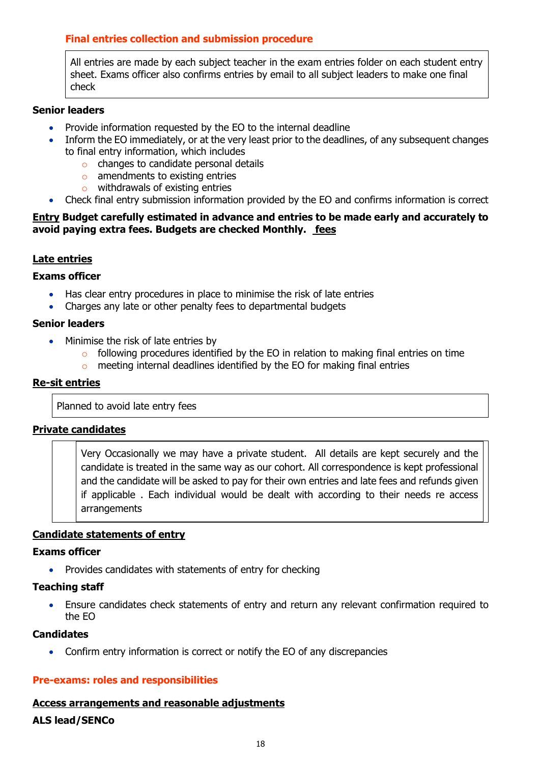### Final entries collection and submission procedure

All entries are made by each subject teacher in the exam entries folder on each student entry sheet. Exams officer also confirms entries by email to all subject leaders to make one final check

**Senior leaders**

- Provide information requested by the EO to the internal deadline
- Inform the EO immediately, or at the very least prior to the deadlines, of any subsequent changes to final entry information, which includes
  - changes to candidate personal details
  - amendments to existing entries
  - withdrawals of existing entries
- Check final entry submission information provided by the EO and confirms information is correct

**Entry Budget carefully estimated in advance and entries to be made early and accurately to avoid paying extra fees. Budgets are checked Monthly. fees**

### Late entries

**Exams officer**

- Has clear entry procedures in place to minimise the risk of late entries
- Charges any late or other penalty fees to departmental budgets

**Senior leaders**

- Minimise the risk of late entries by
  - following procedures identified by the EO in relation to making final entries on time
  - meeting internal deadlines identified by the EO for making final entries

### Re-sit entries

Planned to avoid late entry fees

### Private candidates

Very Occasionally we may have a private student. All details are kept securely and the candidate is treated in the same way as our cohort. All correspondence is kept professional and the candidate will be asked to pay for their own entries and late fees and refunds given if applicable . Each individual would be dealt with according to their needs re access arrangements

### Candidate statements of entry

**Exams officer**

- Provides candidates with statements of entry for checking

**Teaching staff**

- Ensure candidates check statements of entry and return any relevant confirmation required to the EO

**Candidates**

- Confirm entry information is correct or notify the EO of any discrepancies

## Pre-exams: roles and responsibilities

### Access arrangements and reasonable adjustments

**ALS lead/SENCo**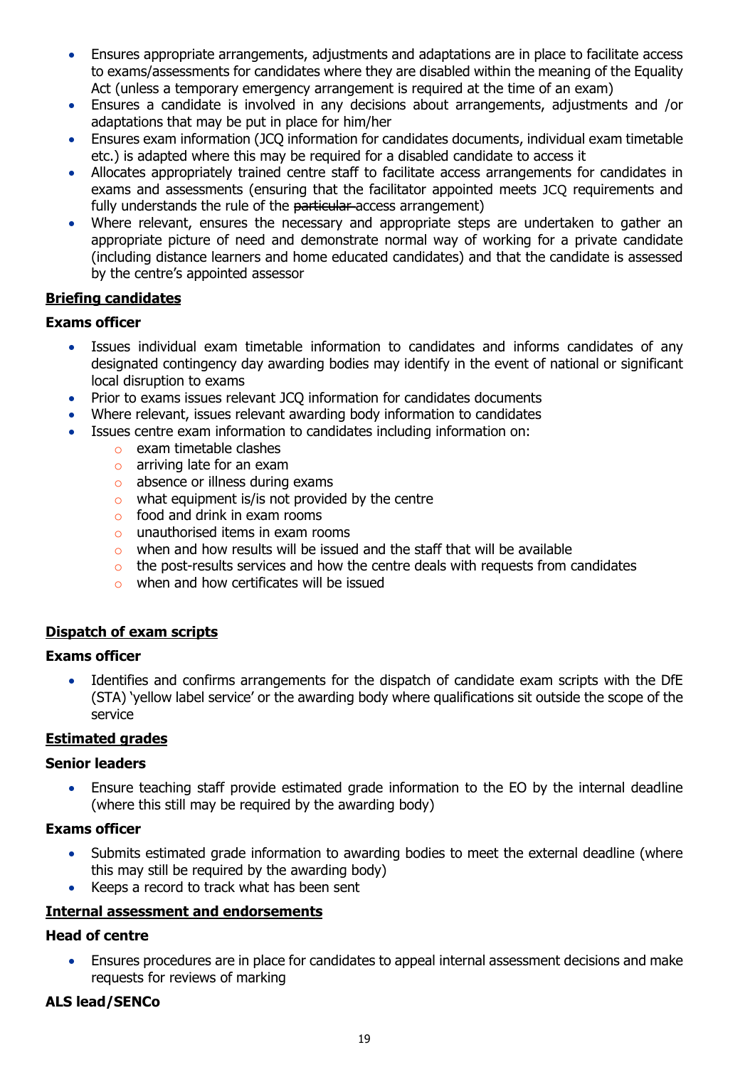- Ensures appropriate arrangements, adjustments and adaptations are in place to facilitate access to exams/assessments for candidates where they are disabled within the meaning of the Equality Act (unless a temporary emergency arrangement is required at the time of an exam)
- Ensures a candidate is involved in any decisions about arrangements, adjustments and /or adaptations that may be put in place for him/her
- Ensures exam information (JCQ information for candidates documents, individual exam timetable etc.) is adapted where this may be required for a disabled candidate to access it
- Allocates appropriately trained centre staff to facilitate access arrangements for candidates in exams and assessments (ensuring that the facilitator appointed meets JCQ requirements and fully understands the rule of the ~~particular~~ access arrangement)
- Where relevant, ensures the necessary and appropriate steps are undertaken to gather an appropriate picture of need and demonstrate normal way of working for a private candidate (including distance learners and home educated candidates) and that the candidate is assessed by the centre's appointed assessor

**Briefing candidates**

**Exams officer**

- Issues individual exam timetable information to candidates and informs candidates of any designated contingency day awarding bodies may identify in the event of national or significant local disruption to exams
- Prior to exams issues relevant JCQ information for candidates documents
- Where relevant, issues relevant awarding body information to candidates
- Issues centre exam information to candidates including information on:
  - exam timetable clashes
  - arriving late for an exam
  - absence or illness during exams
  - what equipment is/is not provided by the centre
  - food and drink in exam rooms
  - unauthorised items in exam rooms
  - when and how results will be issued and the staff that will be available
  - the post-results services and how the centre deals with requests from candidates
  - when and how certificates will be issued

**Dispatch of exam scripts**

**Exams officer**

- Identifies and confirms arrangements for the dispatch of candidate exam scripts with the DfE (STA) 'yellow label service' or the awarding body where qualifications sit outside the scope of the service

**Estimated grades**

**Senior leaders**

- Ensure teaching staff provide estimated grade information to the EO by the internal deadline (where this still may be required by the awarding body)

**Exams officer**

- Submits estimated grade information to awarding bodies to meet the external deadline (where this may still be required by the awarding body)
- Keeps a record to track what has been sent

**Internal assessment and endorsements**

**Head of centre**

- Ensures procedures are in place for candidates to appeal internal assessment decisions and make requests for reviews of marking

**ALS lead/SENCo**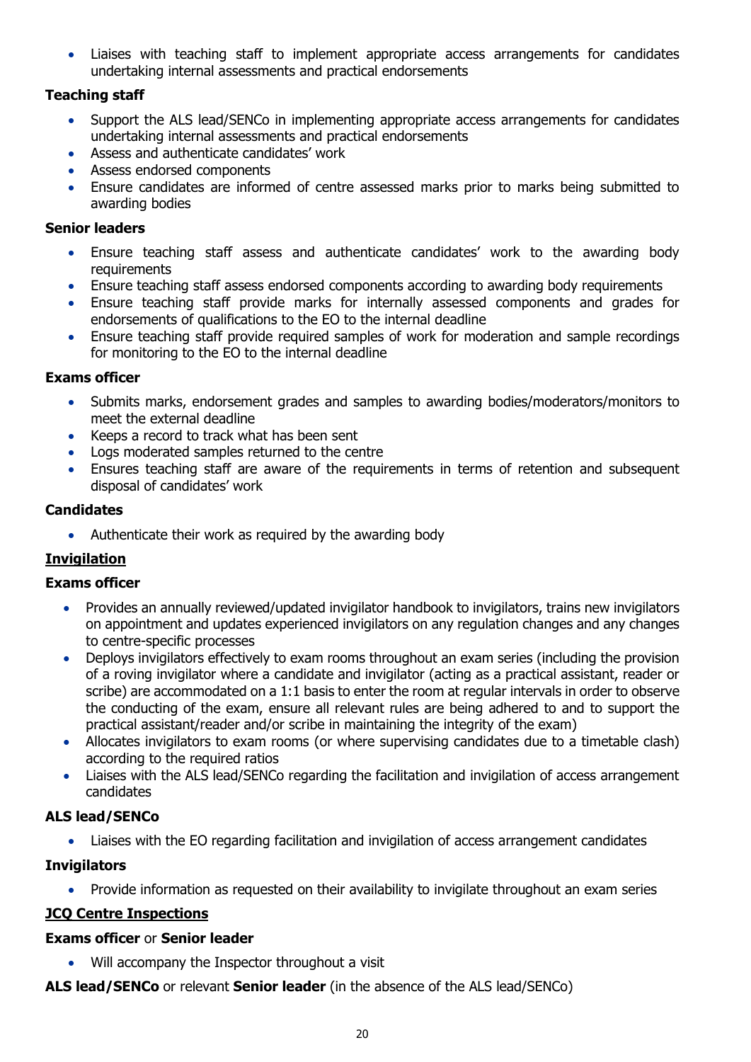- Liaises with teaching staff to implement appropriate access arrangements for candidates undertaking internal assessments and practical endorsements

**Teaching staff**

- Support the ALS lead/SENCo in implementing appropriate access arrangements for candidates undertaking internal assessments and practical endorsements
- Assess and authenticate candidates' work
- Assess endorsed components
- Ensure candidates are informed of centre assessed marks prior to marks being submitted to awarding bodies

**Senior leaders**

- Ensure teaching staff assess and authenticate candidates' work to the awarding body requirements
- Ensure teaching staff assess endorsed components according to awarding body requirements
- Ensure teaching staff provide marks for internally assessed components and grades for endorsements of qualifications to the EO to the internal deadline
- Ensure teaching staff provide required samples of work for moderation and sample recordings for monitoring to the EO to the internal deadline

**Exams officer**

- Submits marks, endorsement grades and samples to awarding bodies/moderators/monitors to meet the external deadline
- Keeps a record to track what has been sent
- Logs moderated samples returned to the centre
- Ensures teaching staff are aware of the requirements in terms of retention and subsequent disposal of candidates' work

**Candidates**

- Authenticate their work as required by the awarding body

**<u>Invigilation</u>**

**Exams officer**

- Provides an annually reviewed/updated invigilator handbook to invigilators, trains new invigilators on appointment and updates experienced invigilators on any regulation changes and any changes to centre-specific processes
- Deploys invigilators effectively to exam rooms throughout an exam series (including the provision of a roving invigilator where a candidate and invigilator (acting as a practical assistant, reader or scribe) are accommodated on a 1:1 basis to enter the room at regular intervals in order to observe the conducting of the exam, ensure all relevant rules are being adhered to and to support the practical assistant/reader and/or scribe in maintaining the integrity of the exam)
- Allocates invigilators to exam rooms (or where supervising candidates due to a timetable clash) according to the required ratios
- Liaises with the ALS lead/SENCo regarding the facilitation and invigilation of access arrangement candidates

**ALS lead/SENCo**

- Liaises with the EO regarding facilitation and invigilation of access arrangement candidates

**Invigilators**

- Provide information as requested on their availability to invigilate throughout an exam series

**<u>JCQ Centre Inspections</u>**

**Exams officer** or **Senior leader**

- Will accompany the Inspector throughout a visit

**ALS lead/SENCo** or relevant **Senior leader** (in the absence of the ALS lead/SENCo)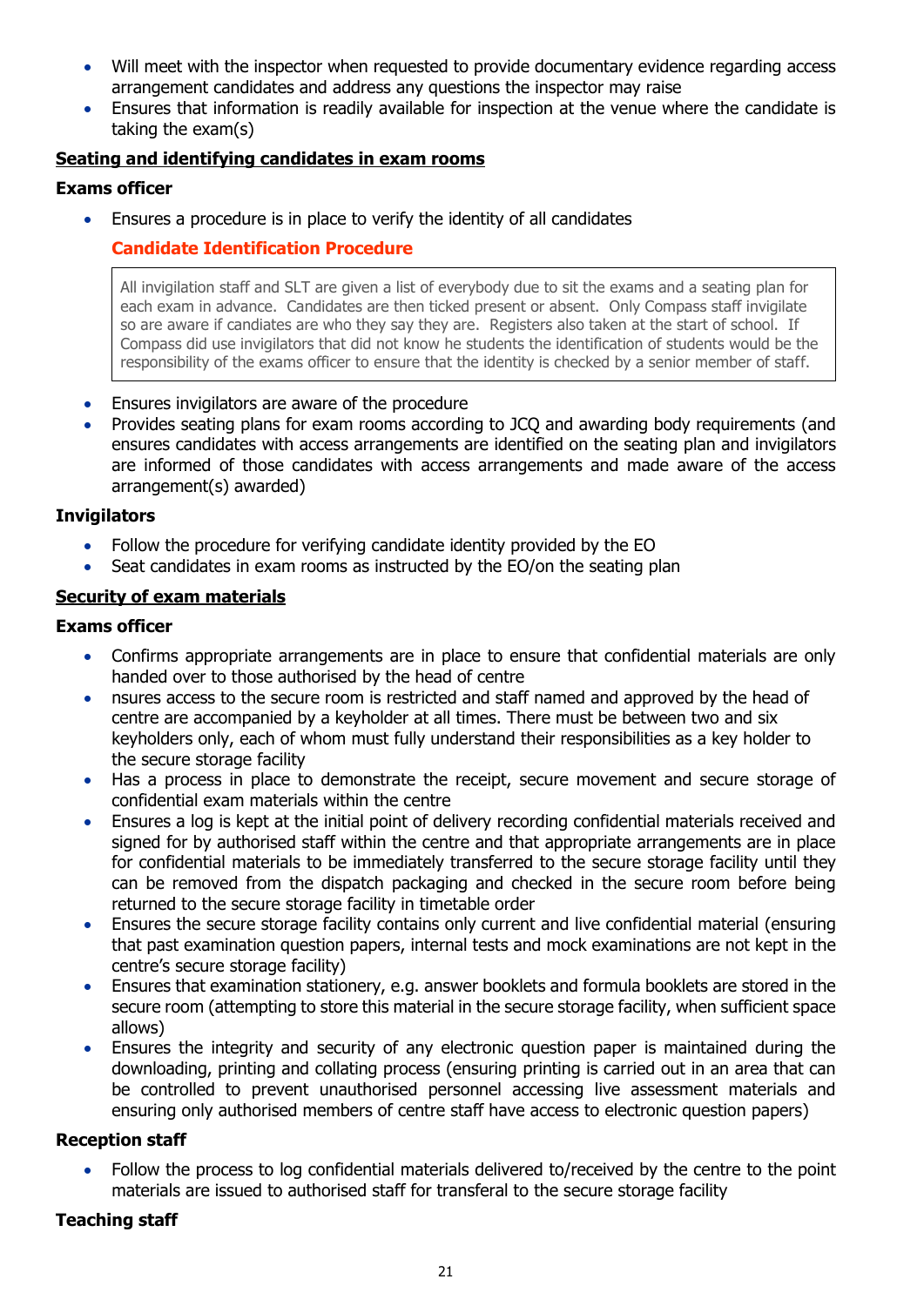- Will meet with the inspector when requested to provide documentary evidence regarding access arrangement candidates and address any questions the inspector may raise
- Ensures that information is readily available for inspection at the venue where the candidate is taking the exam(s)

**Seating and identifying candidates in exam rooms**

**Exams officer**

- Ensures a procedure is in place to verify the identity of all candidates

  **Candidate Identification Procedure**

  > All invigilation staff and SLT are given a list of everybody due to sit the exams and a seating plan for each exam in advance. Candidates are then ticked present or absent. Only Compass staff invigilate so are aware if candiates are who they say they are. Registers also taken at the start of school. If Compass did use invigilators that did not know he students the identification of students would be the responsibility of the exams officer to ensure that the identity is checked by a senior member of staff.

- Ensures invigilators are aware of the procedure
- Provides seating plans for exam rooms according to JCQ and awarding body requirements (and ensures candidates with access arrangements are identified on the seating plan and invigilators are informed of those candidates with access arrangements and made aware of the access arrangement(s) awarded)

**Invigilators**

- Follow the procedure for verifying candidate identity provided by the EO
- Seat candidates in exam rooms as instructed by the EO/on the seating plan

**Security of exam materials**

**Exams officer**

- Confirms appropriate arrangements are in place to ensure that confidential materials are only handed over to those authorised by the head of centre
- nsures access to the secure room is restricted and staff named and approved by the head of centre are accompanied by a keyholder at all times. There must be between two and six keyholders only, each of whom must fully understand their responsibilities as a key holder to the secure storage facility
- Has a process in place to demonstrate the receipt, secure movement and secure storage of confidential exam materials within the centre
- Ensures a log is kept at the initial point of delivery recording confidential materials received and signed for by authorised staff within the centre and that appropriate arrangements are in place for confidential materials to be immediately transferred to the secure storage facility until they can be removed from the dispatch packaging and checked in the secure room before being returned to the secure storage facility in timetable order
- Ensures the secure storage facility contains only current and live confidential material (ensuring that past examination question papers, internal tests and mock examinations are not kept in the centre's secure storage facility)
- Ensures that examination stationery, e.g. answer booklets and formula booklets are stored in the secure room (attempting to store this material in the secure storage facility, when sufficient space allows)
- Ensures the integrity and security of any electronic question paper is maintained during the downloading, printing and collating process (ensuring printing is carried out in an area that can be controlled to prevent unauthorised personnel accessing live assessment materials and ensuring only authorised members of centre staff have access to electronic question papers)

**Reception staff**

- Follow the process to log confidential materials delivered to/received by the centre to the point materials are issued to authorised staff for transferal to the secure storage facility

**Teaching staff**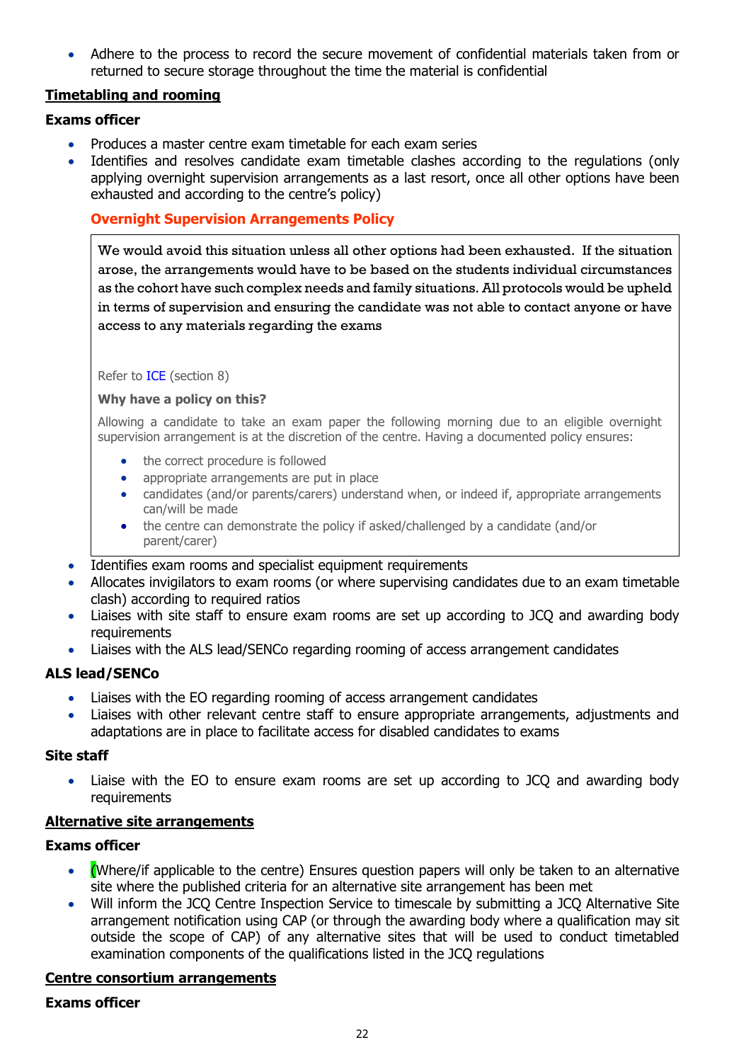- Adhere to the process to record the secure movement of confidential materials taken from or returned to secure storage throughout the time the material is confidential

**Timetabling and rooming**

**Exams officer**

- Produces a master centre exam timetable for each exam series
- Identifies and resolves candidate exam timetable clashes according to the regulations (only applying overnight supervision arrangements as a last resort, once all other options have been exhausted and according to the centre's policy)

**Overnight Supervision Arrangements Policy**

We would avoid this situation unless all other options had been exhausted. If the situation arose, the arrangements would have to be based on the students individual circumstances as the cohort have such complex needs and family situations. All protocols would be upheld in terms of supervision and ensuring the candidate was not able to contact anyone or have access to any materials regarding the exams

Refer to ICE (section 8)

**Why have a policy on this?**

Allowing a candidate to take an exam paper the following morning due to an eligible overnight supervision arrangement is at the discretion of the centre. Having a documented policy ensures:

- the correct procedure is followed
- appropriate arrangements are put in place
- candidates (and/or parents/carers) understand when, or indeed if, appropriate arrangements can/will be made
- the centre can demonstrate the policy if asked/challenged by a candidate (and/or parent/carer)

- Identifies exam rooms and specialist equipment requirements
- Allocates invigilators to exam rooms (or where supervising candidates due to an exam timetable clash) according to required ratios
- Liaises with site staff to ensure exam rooms are set up according to JCQ and awarding body requirements
- Liaises with the ALS lead/SENCo regarding rooming of access arrangement candidates

**ALS lead/SENCo**

- Liaises with the EO regarding rooming of access arrangement candidates
- Liaises with other relevant centre staff to ensure appropriate arrangements, adjustments and adaptations are in place to facilitate access for disabled candidates to exams

**Site staff**

- Liaise with the EO to ensure exam rooms are set up according to JCQ and awarding body requirements

**Alternative site arrangements**

**Exams officer**

- (Where/if applicable to the centre) Ensures question papers will only be taken to an alternative site where the published criteria for an alternative site arrangement has been met
- Will inform the JCQ Centre Inspection Service to timescale by submitting a JCQ Alternative Site arrangement notification using CAP (or through the awarding body where a qualification may sit outside the scope of CAP) of any alternative sites that will be used to conduct timetabled examination components of the qualifications listed in the JCQ regulations

**Centre consortium arrangements**

**Exams officer**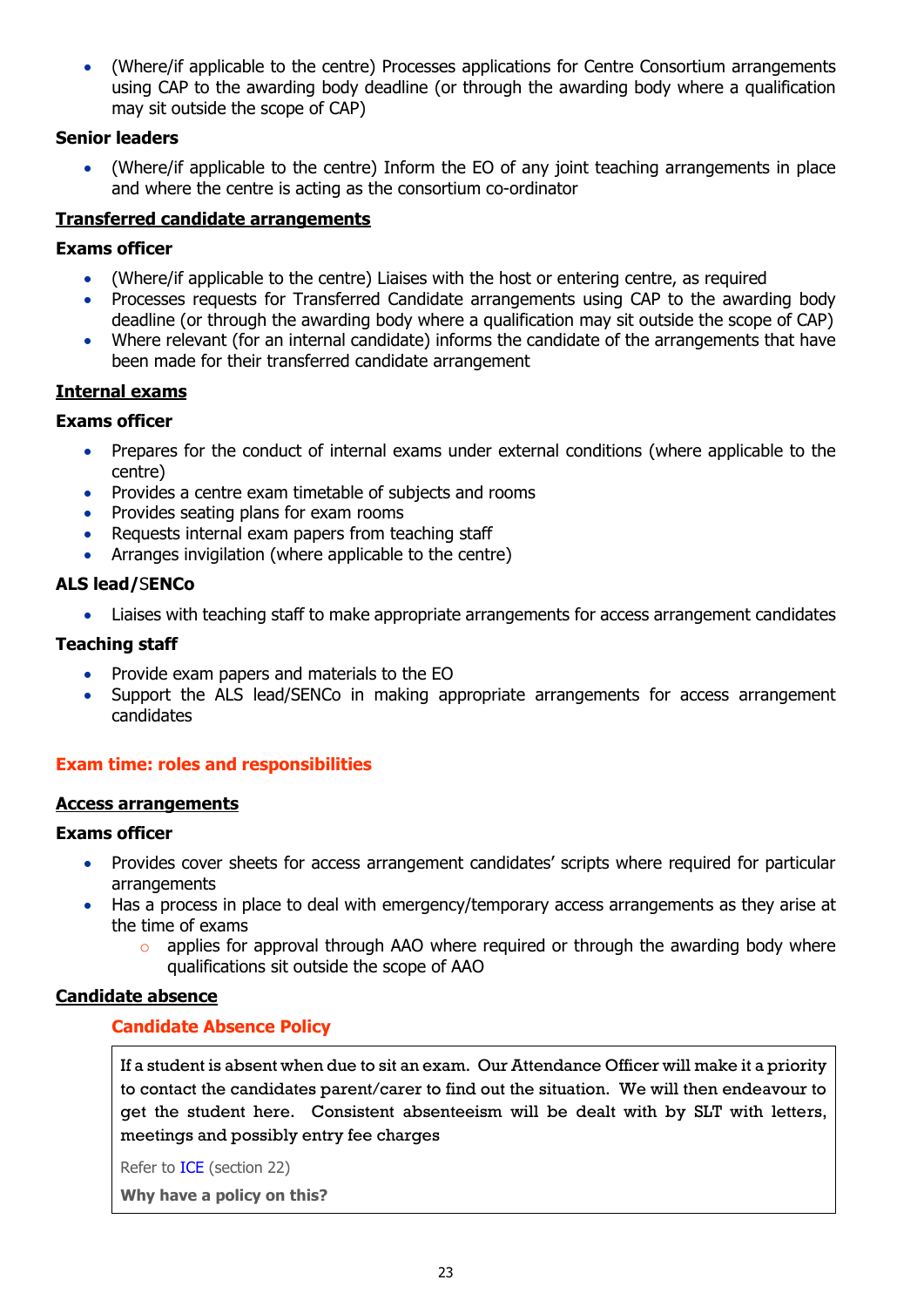- (Where/if applicable to the centre) Processes applications for Centre Consortium arrangements using CAP to the awarding body deadline (or through the awarding body where a qualification may sit outside the scope of CAP)

**Senior leaders**

- (Where/if applicable to the centre) Inform the EO of any joint teaching arrangements in place and where the centre is acting as the consortium co-ordinator

### Transferred candidate arrangements

**Exams officer**

- (Where/if applicable to the centre) Liaises with the host or entering centre, as required
- Processes requests for Transferred Candidate arrangements using CAP to the awarding body deadline (or through the awarding body where a qualification may sit outside the scope of CAP)
- Where relevant (for an internal candidate) informs the candidate of the arrangements that have been made for their transferred candidate arrangement

### Internal exams

**Exams officer**

- Prepares for the conduct of internal exams under external conditions (where applicable to the centre)
- Provides a centre exam timetable of subjects and rooms
- Provides seating plans for exam rooms
- Requests internal exam papers from teaching staff
- Arranges invigilation (where applicable to the centre)

**ALS lead/SENCo**

- Liaises with teaching staff to make appropriate arrangements for access arrangement candidates

**Teaching staff**

- Provide exam papers and materials to the EO
- Support the ALS lead/SENCo in making appropriate arrangements for access arrangement candidates

## Exam time: roles and responsibilities

### Access arrangements

**Exams officer**

- Provides cover sheets for access arrangement candidates' scripts where required for particular arrangements
- Has a process in place to deal with emergency/temporary access arrangements as they arise at the time of exams
  - applies for approval through AAO where required or through the awarding body where qualifications sit outside the scope of AAO

### Candidate absence

**Candidate Absence Policy**

If a student is absent when due to sit an exam. Our Attendance Officer will make it a priority to contact the candidates parent/carer to find out the situation. We will then endeavour to get the student here. Consistent absenteeism will be dealt with by SLT with letters, meetings and possibly entry fee charges

Refer to ICE (section 22)

**Why have a policy on this?**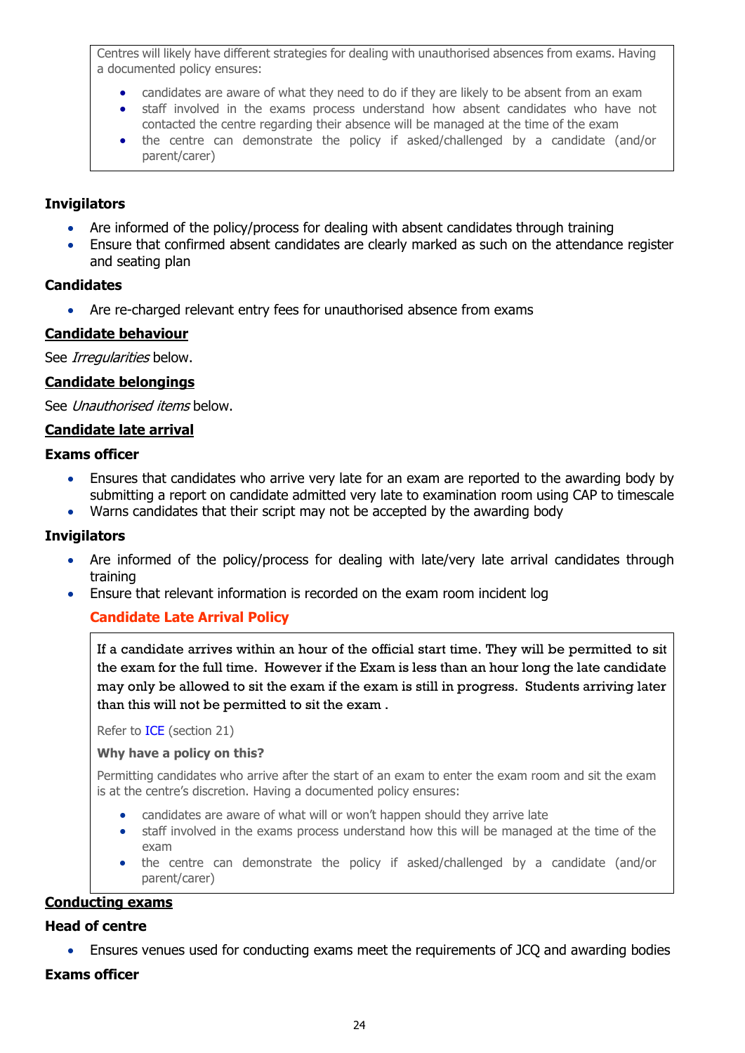Centres will likely have different strategies for dealing with unauthorised absences from exams. Having a documented policy ensures:

- candidates are aware of what they need to do if they are likely to be absent from an exam
- staff involved in the exams process understand how absent candidates who have not contacted the centre regarding their absence will be managed at the time of the exam
- the centre can demonstrate the policy if asked/challenged by a candidate (and/or parent/carer)

### Invigilators

- Are informed of the policy/process for dealing with absent candidates through training
- Ensure that confirmed absent candidates are clearly marked as such on the attendance register and seating plan

### Candidates

- Are re-charged relevant entry fees for unauthorised absence from exams

## Candidate behaviour

See *Irregularities* below.

## Candidate belongings

See *Unauthorised items* below.

## Candidate late arrival

### Exams officer

- Ensures that candidates who arrive very late for an exam are reported to the awarding body by submitting a report on candidate admitted very late to examination room using CAP to timescale
- Warns candidates that their script may not be accepted by the awarding body

### Invigilators

- Are informed of the policy/process for dealing with late/very late arrival candidates through training
- Ensure that relevant information is recorded on the exam room incident log

### Candidate Late Arrival Policy

If a candidate arrives within an hour of the official start time. They will be permitted to sit the exam for the full time. However if the Exam is less than an hour long the late candidate may only be allowed to sit the exam if the exam is still in progress. Students arriving later than this will not be permitted to sit the exam .

Refer to ICE (section 21)

**Why have a policy on this?**

Permitting candidates who arrive after the start of an exam to enter the exam room and sit the exam is at the centre's discretion. Having a documented policy ensures:

- candidates are aware of what will or won't happen should they arrive late
- staff involved in the exams process understand how this will be managed at the time of the exam
- the centre can demonstrate the policy if asked/challenged by a candidate (and/or parent/carer)

## Conducting exams

### Head of centre

- Ensures venues used for conducting exams meet the requirements of JCQ and awarding bodies

### Exams officer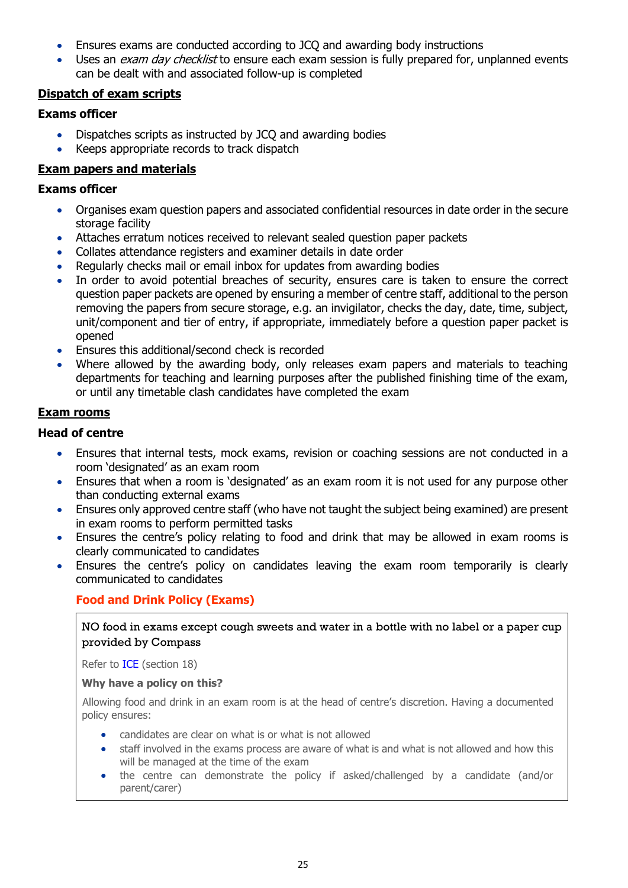- Ensures exams are conducted according to JCQ and awarding body instructions
- Uses an *exam day checklist* to ensure each exam session is fully prepared for, unplanned events can be dealt with and associated follow-up is completed

## Dispatch of exam scripts

### Exams officer

- Dispatches scripts as instructed by JCQ and awarding bodies
- Keeps appropriate records to track dispatch

## Exam papers and materials

### Exams officer

- Organises exam question papers and associated confidential resources in date order in the secure storage facility
- Attaches erratum notices received to relevant sealed question paper packets
- Collates attendance registers and examiner details in date order
- Regularly checks mail or email inbox for updates from awarding bodies
- In order to avoid potential breaches of security, ensures care is taken to ensure the correct question paper packets are opened by ensuring a member of centre staff, additional to the person removing the papers from secure storage, e.g. an invigilator, checks the day, date, time, subject, unit/component and tier of entry, if appropriate, immediately before a question paper packet is opened
- Ensures this additional/second check is recorded
- Where allowed by the awarding body, only releases exam papers and materials to teaching departments for teaching and learning purposes after the published finishing time of the exam, or until any timetable clash candidates have completed the exam

## Exam rooms

### Head of centre

- Ensures that internal tests, mock exams, revision or coaching sessions are not conducted in a room 'designated' as an exam room
- Ensures that when a room is 'designated' as an exam room it is not used for any purpose other than conducting external exams
- Ensures only approved centre staff (who have not taught the subject being examined) are present in exam rooms to perform permitted tasks
- Ensures the centre's policy relating to food and drink that may be allowed in exam rooms is clearly communicated to candidates
- Ensures the centre's policy on candidates leaving the exam room temporarily is clearly communicated to candidates

### Food and Drink Policy (Exams)

NO food in exams except cough sweets and water in a bottle with no label or a paper cup provided by Compass

Refer to ICE (section 18)

**Why have a policy on this?**

Allowing food and drink in an exam room is at the head of centre's discretion. Having a documented policy ensures:

- candidates are clear on what is or what is not allowed
- staff involved in the exams process are aware of what is and what is not allowed and how this will be managed at the time of the exam
- the centre can demonstrate the policy if asked/challenged by a candidate (and/or parent/carer)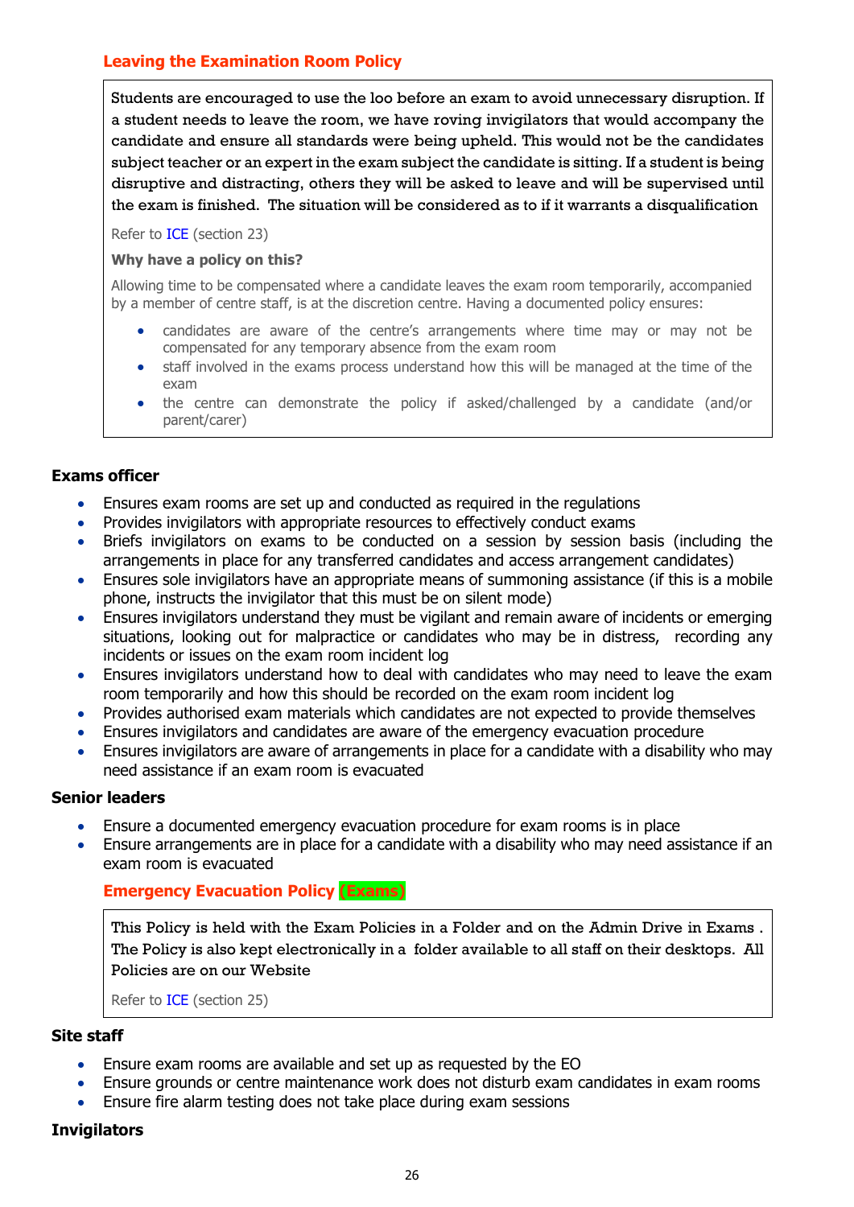### Leaving the Examination Room Policy

Students are encouraged to use the loo before an exam to avoid unnecessary disruption. If a student needs to leave the room, we have roving invigilators that would accompany the candidate and ensure all standards were being upheld. This would not be the candidates subject teacher or an expert in the exam subject the candidate is sitting. If a student is being disruptive and distracting, others they will be asked to leave and will be supervised until the exam is finished. The situation will be considered as to if it warrants a disqualification

Refer to ICE (section 23)

**Why have a policy on this?**

Allowing time to be compensated where a candidate leaves the exam room temporarily, accompanied by a member of centre staff, is at the discretion centre. Having a documented policy ensures:

- candidates are aware of the centre's arrangements where time may or may not be compensated for any temporary absence from the exam room
- staff involved in the exams process understand how this will be managed at the time of the exam
- the centre can demonstrate the policy if asked/challenged by a candidate (and/or parent/carer)

### Exams officer

- Ensures exam rooms are set up and conducted as required in the regulations
- Provides invigilators with appropriate resources to effectively conduct exams
- Briefs invigilators on exams to be conducted on a session by session basis (including the arrangements in place for any transferred candidates and access arrangement candidates)
- Ensures sole invigilators have an appropriate means of summoning assistance (if this is a mobile phone, instructs the invigilator that this must be on silent mode)
- Ensures invigilators understand they must be vigilant and remain aware of incidents or emerging situations, looking out for malpractice or candidates who may be in distress, recording any incidents or issues on the exam room incident log
- Ensures invigilators understand how to deal with candidates who may need to leave the exam room temporarily and how this should be recorded on the exam room incident log
- Provides authorised exam materials which candidates are not expected to provide themselves
- Ensures invigilators and candidates are aware of the emergency evacuation procedure
- Ensures invigilators are aware of arrangements in place for a candidate with a disability who may need assistance if an exam room is evacuated

### Senior leaders

- Ensure a documented emergency evacuation procedure for exam rooms is in place
- Ensure arrangements are in place for a candidate with a disability who may need assistance if an exam room is evacuated

### Emergency Evacuation Policy (Exams)

This Policy is held with the Exam Policies in a Folder and on the Admin Drive in Exams . The Policy is also kept electronically in a folder available to all staff on their desktops. All Policies are on our Website

Refer to ICE (section 25)

### Site staff

- Ensure exam rooms are available and set up as requested by the EO
- Ensure grounds or centre maintenance work does not disturb exam candidates in exam rooms
- Ensure fire alarm testing does not take place during exam sessions

### Invigilators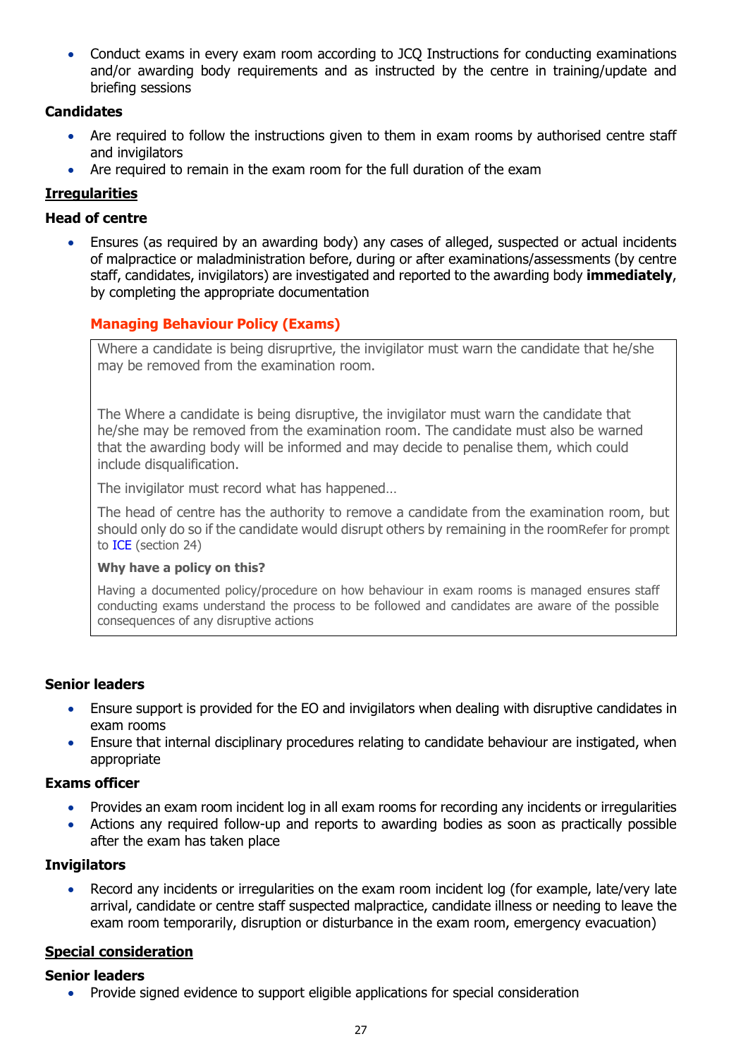- Conduct exams in every exam room according to JCQ Instructions for conducting examinations and/or awarding body requirements and as instructed by the centre in training/update and briefing sessions

**Candidates**

- Are required to follow the instructions given to them in exam rooms by authorised centre staff and invigilators
- Are required to remain in the exam room for the full duration of the exam

## Irregularities

**Head of centre**

- Ensures (as required by an awarding body) any cases of alleged, suspected or actual incidents of malpractice or maladministration before, during or after examinations/assessments (by centre staff, candidates, invigilators) are investigated and reported to the awarding body **immediately**, by completing the appropriate documentation

### Managing Behaviour Policy (Exams)

Where a candidate is being disruprtive, the invigilator must warn the candidate that he/she may be removed from the examination room.

The Where a candidate is being disruptive, the invigilator must warn the candidate that he/she may be removed from the examination room. The candidate must also be warned that the awarding body will be informed and may decide to penalise them, which could include disqualification.

The invigilator must record what has happened…

The head of centre has the authority to remove a candidate from the examination room, but should only do so if the candidate would disrupt others by remaining in the roomRefer for prompt to ICE (section 24)

**Why have a policy on this?**

Having a documented policy/procedure on how behaviour in exam rooms is managed ensures staff conducting exams understand the process to be followed and candidates are aware of the possible consequences of any disruptive actions

**Senior leaders**

- Ensure support is provided for the EO and invigilators when dealing with disruptive candidates in exam rooms
- Ensure that internal disciplinary procedures relating to candidate behaviour are instigated, when appropriate

**Exams officer**

- Provides an exam room incident log in all exam rooms for recording any incidents or irregularities
- Actions any required follow-up and reports to awarding bodies as soon as practically possible after the exam has taken place

**Invigilators**

- Record any incidents or irregularities on the exam room incident log (for example, late/very late arrival, candidate or centre staff suspected malpractice, candidate illness or needing to leave the exam room temporarily, disruption or disturbance in the exam room, emergency evacuation)

## Special consideration

**Senior leaders**

- Provide signed evidence to support eligible applications for special consideration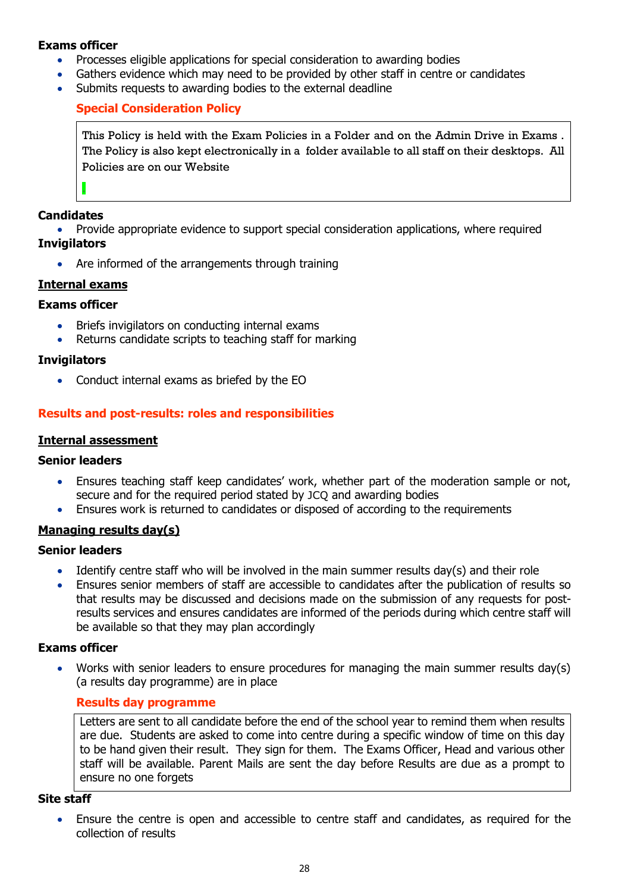**Exams officer**

- Processes eligible applications for special consideration to awarding bodies
- Gathers evidence which may need to be provided by other staff in centre or candidates
- Submits requests to awarding bodies to the external deadline

**Special Consideration Policy**

> This Policy is held with the Exam Policies in a Folder and on the Admin Drive in Exams . The Policy is also kept electronically in a folder available to all staff on their desktops. All Policies are on our Website

**Candidates**

- Provide appropriate evidence to support special consideration applications, where required

**Invigilators**

- Are informed of the arrangements through training

**Internal exams**

**Exams officer**

- Briefs invigilators on conducting internal exams
- Returns candidate scripts to teaching staff for marking

**Invigilators**

- Conduct internal exams as briefed by the EO

## Results and post-results: roles and responsibilities

**Internal assessment**

**Senior leaders**

- Ensures teaching staff keep candidates' work, whether part of the moderation sample or not, secure and for the required period stated by JCQ and awarding bodies
- Ensures work is returned to candidates or disposed of according to the requirements

**Managing results day(s)**

**Senior leaders**

- Identify centre staff who will be involved in the main summer results day(s) and their role
- Ensures senior members of staff are accessible to candidates after the publication of results so that results may be discussed and decisions made on the submission of any requests for post-results services and ensures candidates are informed of the periods during which centre staff will be available so that they may plan accordingly

**Exams officer**

- Works with senior leaders to ensure procedures for managing the main summer results day(s) (a results day programme) are in place

**Results day programme**

> Letters are sent to all candidate before the end of the school year to remind them when results are due. Students are asked to come into centre during a specific window of time on this day to be hand given their result. They sign for them. The Exams Officer, Head and various other staff will be available. Parent Mails are sent the day before Results are due as a prompt to ensure no one forgets

**Site staff**

- Ensure the centre is open and accessible to centre staff and candidates, as required for the collection of results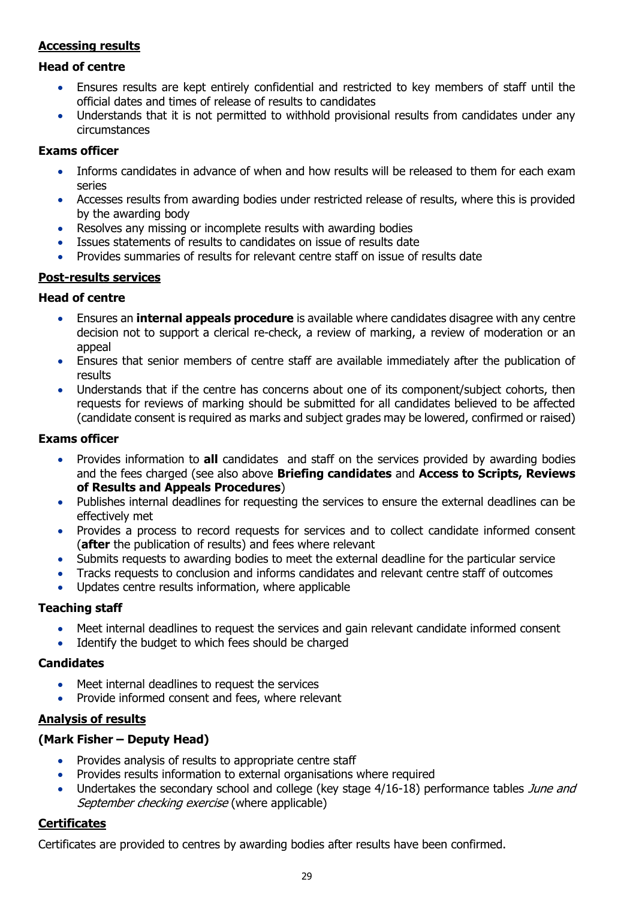## Accessing results

### Head of centre

- Ensures results are kept entirely confidential and restricted to key members of staff until the official dates and times of release of results to candidates
- Understands that it is not permitted to withhold provisional results from candidates under any circumstances

### Exams officer

- Informs candidates in advance of when and how results will be released to them for each exam series
- Accesses results from awarding bodies under restricted release of results, where this is provided by the awarding body
- Resolves any missing or incomplete results with awarding bodies
- Issues statements of results to candidates on issue of results date
- Provides summaries of results for relevant centre staff on issue of results date

## Post-results services

### Head of centre

- Ensures an **internal appeals procedure** is available where candidates disagree with any centre decision not to support a clerical re-check, a review of marking, a review of moderation or an appeal
- Ensures that senior members of centre staff are available immediately after the publication of results
- Understands that if the centre has concerns about one of its component/subject cohorts, then requests for reviews of marking should be submitted for all candidates believed to be affected (candidate consent is required as marks and subject grades may be lowered, confirmed or raised)

### Exams officer

- Provides information to **all** candidates and staff on the services provided by awarding bodies and the fees charged (see also above **Briefing candidates** and **Access to Scripts, Reviews of Results and Appeals Procedures**)
- Publishes internal deadlines for requesting the services to ensure the external deadlines can be effectively met
- Provides a process to record requests for services and to collect candidate informed consent (**after** the publication of results) and fees where relevant
- Submits requests to awarding bodies to meet the external deadline for the particular service
- Tracks requests to conclusion and informs candidates and relevant centre staff of outcomes
- Updates centre results information, where applicable

### Teaching staff

- Meet internal deadlines to request the services and gain relevant candidate informed consent
- Identify the budget to which fees should be charged

### Candidates

- Meet internal deadlines to request the services
- Provide informed consent and fees, where relevant

## Analysis of results

### (Mark Fisher – Deputy Head)

- Provides analysis of results to appropriate centre staff
- Provides results information to external organisations where required
- Undertakes the secondary school and college (key stage 4/16-18) performance tables *June and September checking exercise* (where applicable)

## Certificates

Certificates are provided to centres by awarding bodies after results have been confirmed.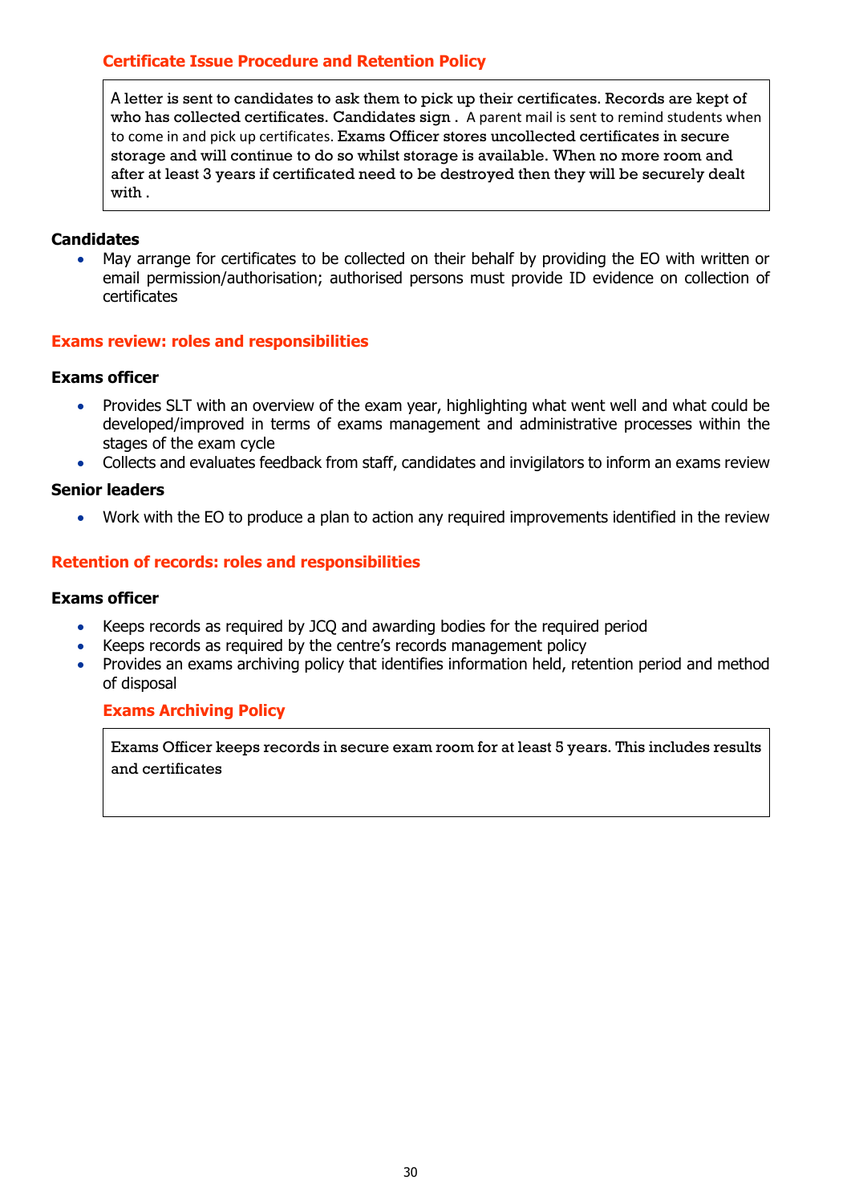### Certificate Issue Procedure and Retention Policy

A letter is sent to candidates to ask them to pick up their certificates. Records are kept of who has collected certificates. Candidates sign . A parent mail is sent to remind students when to come in and pick up certificates. Exams Officer stores uncollected certificates in secure storage and will continue to do so whilst storage is available. When no more room and after at least 3 years if certificated need to be destroyed then they will be securely dealt with .

**Candidates**

- May arrange for certificates to be collected on their behalf by providing the EO with written or email permission/authorisation; authorised persons must provide ID evidence on collection of certificates

## Exams review: roles and responsibilities

**Exams officer**

- Provides SLT with an overview of the exam year, highlighting what went well and what could be developed/improved in terms of exams management and administrative processes within the stages of the exam cycle
- Collects and evaluates feedback from staff, candidates and invigilators to inform an exams review

**Senior leaders**

- Work with the EO to produce a plan to action any required improvements identified in the review

## Retention of records: roles and responsibilities

**Exams officer**

- Keeps records as required by JCQ and awarding bodies for the required period
- Keeps records as required by the centre's records management policy
- Provides an exams archiving policy that identifies information held, retention period and method of disposal

### Exams Archiving Policy

Exams Officer keeps records in secure exam room for at least 5 years. This includes results and certificates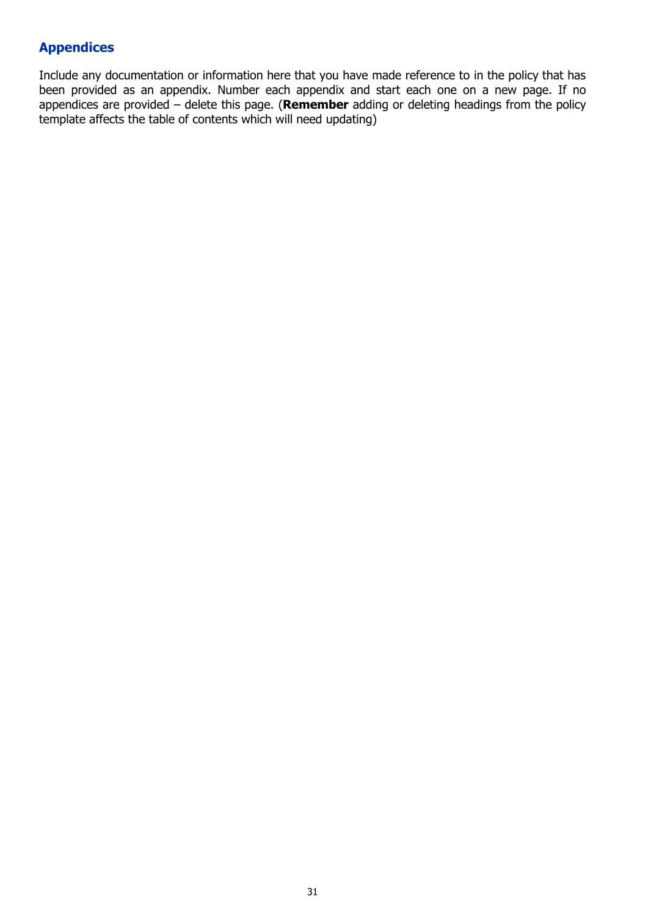## Appendices

Include any documentation or information here that you have made reference to in the policy that has been provided as an appendix. Number each appendix and start each one on a new page. If no appendices are provided – delete this page. (**Remember** adding or deleting headings from the policy template affects the table of contents which will need updating)